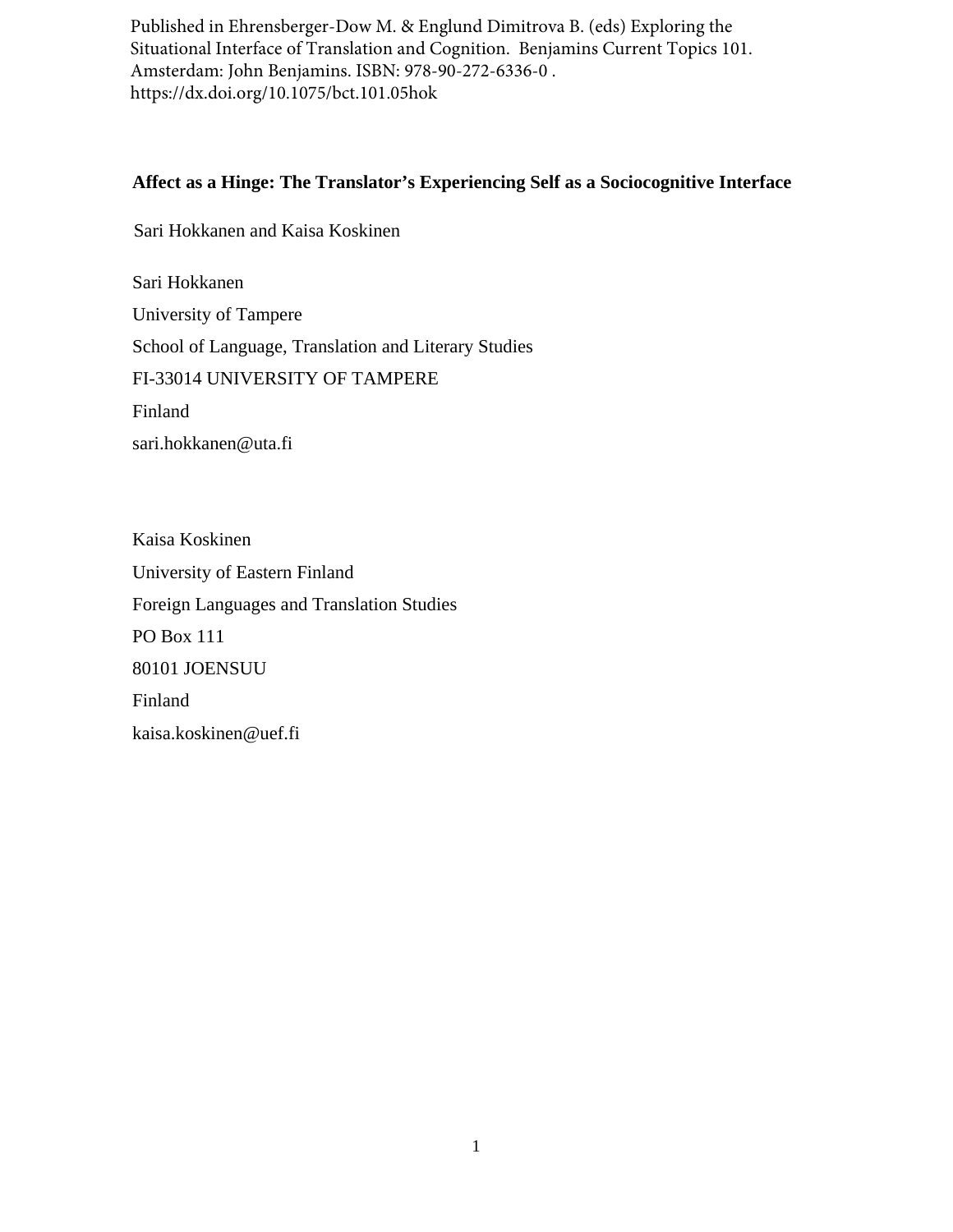Published in Ehrensberger-Dow M. & Englund Dimitrova B. (eds) Exploring the Situational Interface of Translation and Cognition. Benjamins Current Topics 101. Amsterdam: John Benjamins. ISBN: 978-90-272-6336-0 . https://dx.doi.org/10.1075/bct.101.05hok

# Affect as a Hinge: The Translator's Experiencing Self as a Sociocognitive Interface

Sari Hokkanen and Kaisa Koskinen

Sari Hokkanen

University of Tampere

School of Language, Translation and Literary Studies

FI-33014 UNIVERSITY OF TAMPERE

Finland

sari.hokkanen@uta.fi

Kaisa Koskinen

University of Eastern Finland

Foreign Languages and Translation Studies

PO Box 111

80101 JOENSUU

Finland

kaisa.koskinen@uef.fi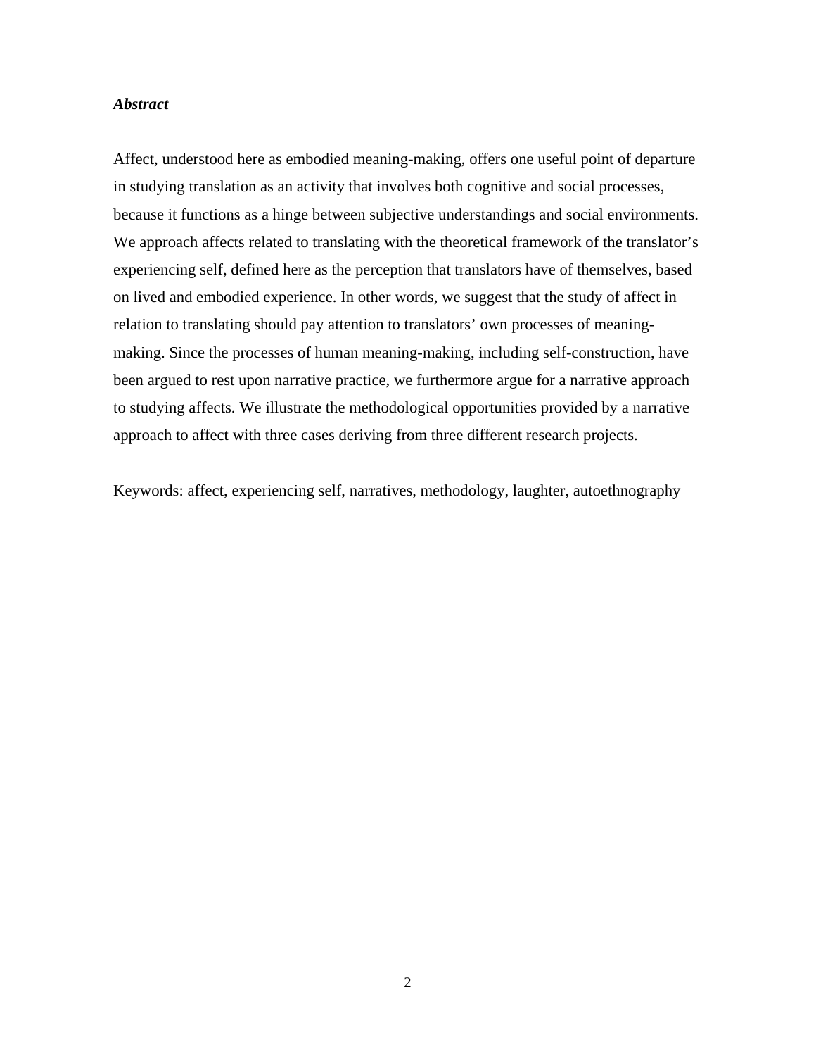***Abstract***

Affect, understood here as embodied meaning-making, offers one useful point of departure in studying translation as an activity that involves both cognitive and social processes, because it functions as a hinge between subjective understandings and social environments. We approach affects related to translating with the theoretical framework of the translator's experiencing self, defined here as the perception that translators have of themselves, based on lived and embodied experience. In other words, we suggest that the study of affect in relation to translating should pay attention to translators' own processes of meaning-making. Since the processes of human meaning-making, including self-construction, have been argued to rest upon narrative practice, we furthermore argue for a narrative approach to studying affects. We illustrate the methodological opportunities provided by a narrative approach to affect with three cases deriving from three different research projects.

Keywords: affect, experiencing self, narratives, methodology, laughter, autoethnography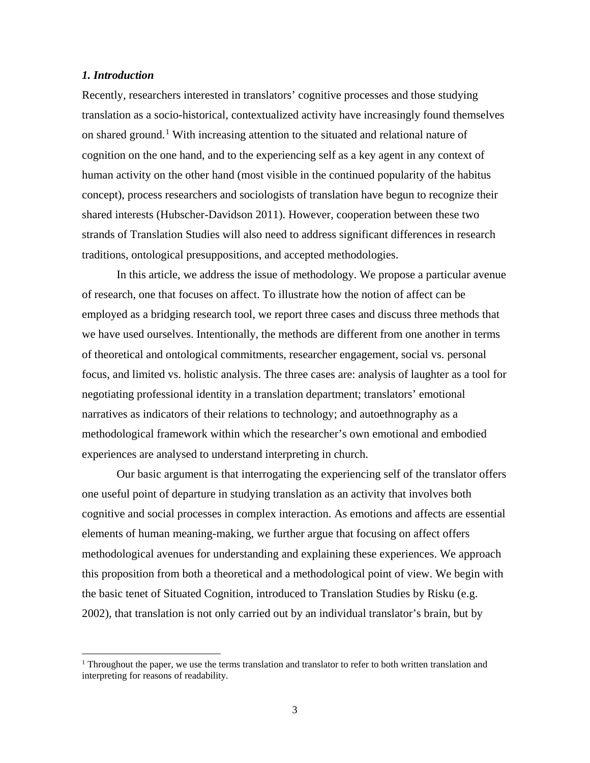## *1. Introduction*

Recently, researchers interested in translators' cognitive processes and those studying translation as a socio-historical, contextualized activity have increasingly found themselves on shared ground.[1] With increasing attention to the situated and relational nature of cognition on the one hand, and to the experiencing self as a key agent in any context of human activity on the other hand (most visible in the continued popularity of the habitus concept), process researchers and sociologists of translation have begun to recognize their shared interests (Hubscher-Davidson 2011). However, cooperation between these two strands of Translation Studies will also need to address significant differences in research traditions, ontological presuppositions, and accepted methodologies.

In this article, we address the issue of methodology. We propose a particular avenue of research, one that focuses on affect. To illustrate how the notion of affect can be employed as a bridging research tool, we report three cases and discuss three methods that we have used ourselves. Intentionally, the methods are different from one another in terms of theoretical and ontological commitments, researcher engagement, social vs. personal focus, and limited vs. holistic analysis. The three cases are: analysis of laughter as a tool for negotiating professional identity in a translation department; translators' emotional narratives as indicators of their relations to technology; and autoethnography as a methodological framework within which the researcher's own emotional and embodied experiences are analysed to understand interpreting in church.

Our basic argument is that interrogating the experiencing self of the translator offers one useful point of departure in studying translation as an activity that involves both cognitive and social processes in complex interaction. As emotions and affects are essential elements of human meaning-making, we further argue that focusing on affect offers methodological avenues for understanding and explaining these experiences. We approach this proposition from both a theoretical and a methodological point of view. We begin with the basic tenet of Situated Cognition, introduced to Translation Studies by Risku (e.g. 2002), that translation is not only carried out by an individual translator's brain, but by

[1] Throughout the paper, we use the terms translation and translator to refer to both written translation and interpreting for reasons of readability.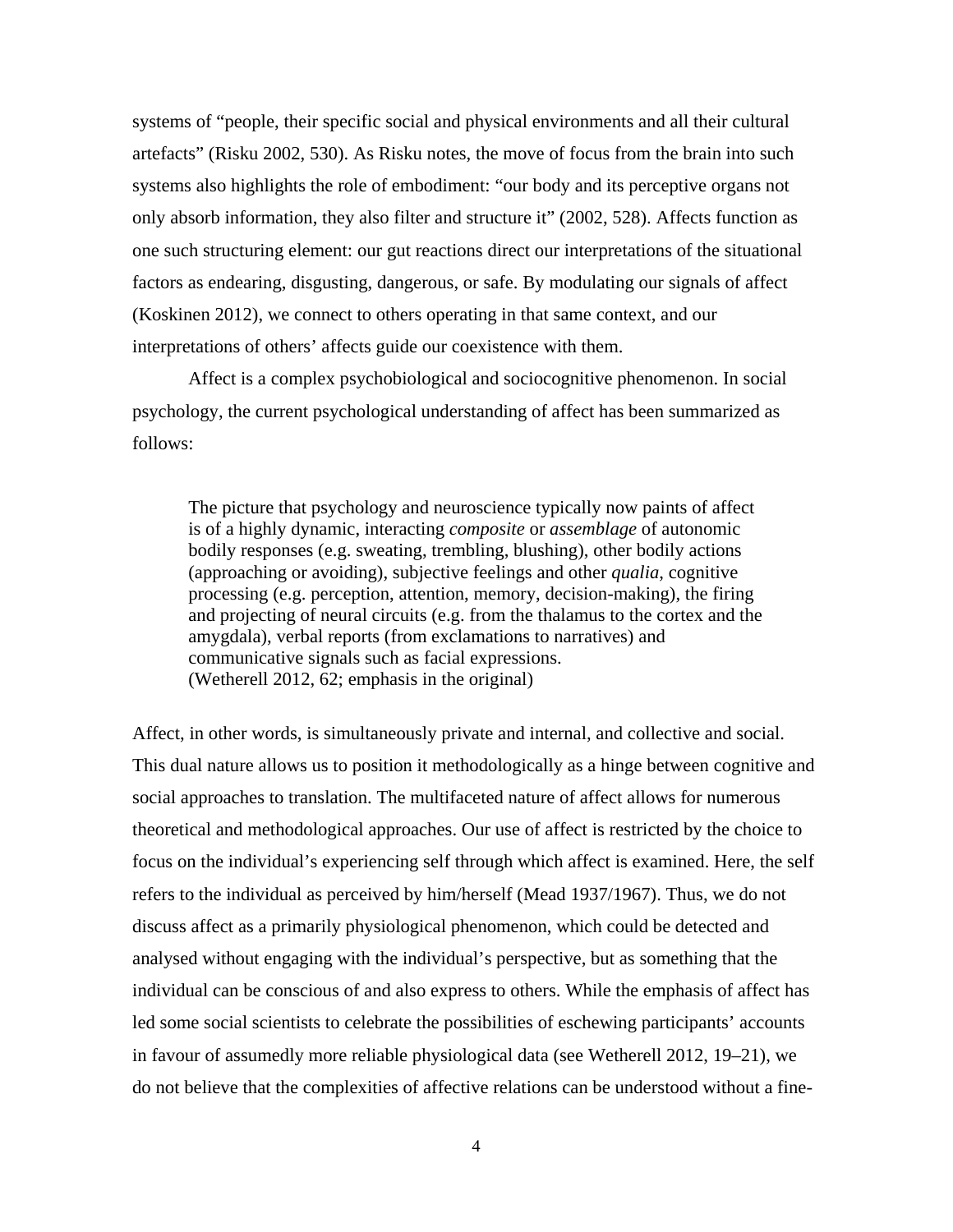systems of "people, their specific social and physical environments and all their cultural artefacts" (Risku 2002, 530). As Risku notes, the move of focus from the brain into such systems also highlights the role of embodiment: "our body and its perceptive organs not only absorb information, they also filter and structure it" (2002, 528). Affects function as one such structuring element: our gut reactions direct our interpretations of the situational factors as endearing, disgusting, dangerous, or safe. By modulating our signals of affect (Koskinen 2012), we connect to others operating in that same context, and our interpretations of others' affects guide our coexistence with them.

Affect is a complex psychobiological and sociocognitive phenomenon. In social psychology, the current psychological understanding of affect has been summarized as follows:

> The picture that psychology and neuroscience typically now paints of affect is of a highly dynamic, interacting *composite* or *assemblage* of autonomic bodily responses (e.g. sweating, trembling, blushing), other bodily actions (approaching or avoiding), subjective feelings and other *qualia*, cognitive processing (e.g. perception, attention, memory, decision-making), the firing and projecting of neural circuits (e.g. from the thalamus to the cortex and the amygdala), verbal reports (from exclamations to narratives) and communicative signals such as facial expressions.
> (Wetherell 2012, 62; emphasis in the original)

Affect, in other words, is simultaneously private and internal, and collective and social. This dual nature allows us to position it methodologically as a hinge between cognitive and social approaches to translation. The multifaceted nature of affect allows for numerous theoretical and methodological approaches. Our use of affect is restricted by the choice to focus on the individual's experiencing self through which affect is examined. Here, the self refers to the individual as perceived by him/herself (Mead 1937/1967). Thus, we do not discuss affect as a primarily physiological phenomenon, which could be detected and analysed without engaging with the individual's perspective, but as something that the individual can be conscious of and also express to others. While the emphasis of affect has led some social scientists to celebrate the possibilities of eschewing participants' accounts in favour of assumedly more reliable physiological data (see Wetherell 2012, 19–21), we do not believe that the complexities of affective relations can be understood without a fine-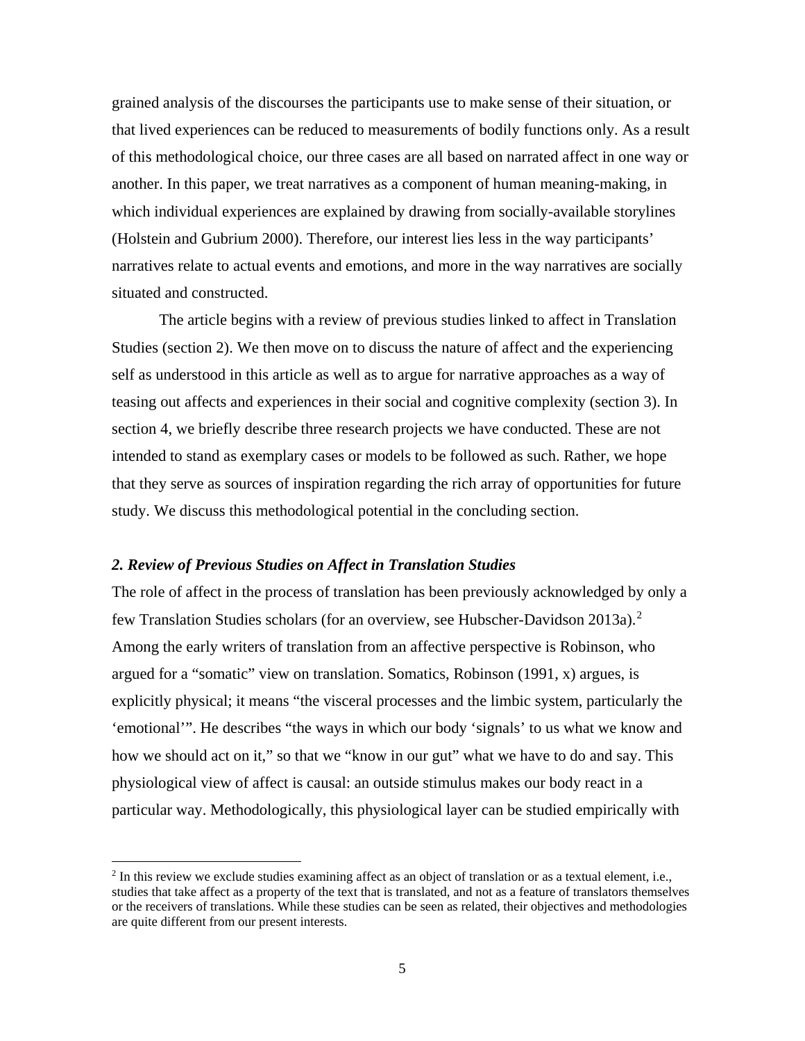grained analysis of the discourses the participants use to make sense of their situation, or that lived experiences can be reduced to measurements of bodily functions only. As a result of this methodological choice, our three cases are all based on narrated affect in one way or another. In this paper, we treat narratives as a component of human meaning-making, in which individual experiences are explained by drawing from socially-available storylines (Holstein and Gubrium 2000). Therefore, our interest lies less in the way participants' narratives relate to actual events and emotions, and more in the way narratives are socially situated and constructed.

The article begins with a review of previous studies linked to affect in Translation Studies (section 2). We then move on to discuss the nature of affect and the experiencing self as understood in this article as well as to argue for narrative approaches as a way of teasing out affects and experiences in their social and cognitive complexity (section 3). In section 4, we briefly describe three research projects we have conducted. These are not intended to stand as exemplary cases or models to be followed as such. Rather, we hope that they serve as sources of inspiration regarding the rich array of opportunities for future study. We discuss this methodological potential in the concluding section.

## *2. Review of Previous Studies on Affect in Translation Studies*

The role of affect in the process of translation has been previously acknowledged by only a few Translation Studies scholars (for an overview, see Hubscher-Davidson 2013a).[2] Among the early writers of translation from an affective perspective is Robinson, who argued for a "somatic" view on translation. Somatics, Robinson (1991, x) argues, is explicitly physical; it means "the visceral processes and the limbic system, particularly the 'emotional'". He describes "the ways in which our body 'signals' to us what we know and how we should act on it," so that we "know in our gut" what we have to do and say. This physiological view of affect is causal: an outside stimulus makes our body react in a particular way. Methodologically, this physiological layer can be studied empirically with

[2] In this review we exclude studies examining affect as an object of translation or as a textual element, i.e., studies that take affect as a property of the text that is translated, and not as a feature of translators themselves or the receivers of translations. While these studies can be seen as related, their objectives and methodologies are quite different from our present interests.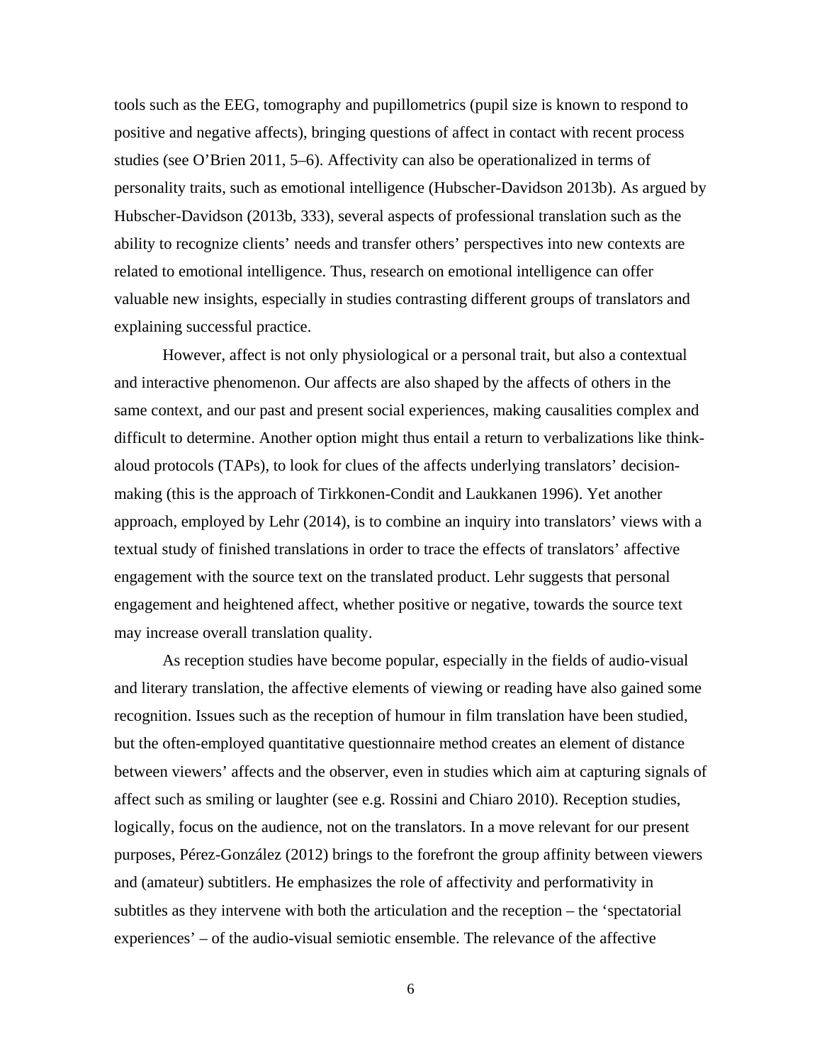tools such as the EEG, tomography and pupillometrics (pupil size is known to respond to positive and negative affects), bringing questions of affect in contact with recent process studies (see O'Brien 2011, 5–6). Affectivity can also be operationalized in terms of personality traits, such as emotional intelligence (Hubscher-Davidson 2013b). As argued by Hubscher-Davidson (2013b, 333), several aspects of professional translation such as the ability to recognize clients' needs and transfer others' perspectives into new contexts are related to emotional intelligence. Thus, research on emotional intelligence can offer valuable new insights, especially in studies contrasting different groups of translators and explaining successful practice.

However, affect is not only physiological or a personal trait, but also a contextual and interactive phenomenon. Our affects are also shaped by the affects of others in the same context, and our past and present social experiences, making causalities complex and difficult to determine. Another option might thus entail a return to verbalizations like think-aloud protocols (TAPs), to look for clues of the affects underlying translators' decision-making (this is the approach of Tirkkonen-Condit and Laukkanen 1996). Yet another approach, employed by Lehr (2014), is to combine an inquiry into translators' views with a textual study of finished translations in order to trace the effects of translators' affective engagement with the source text on the translated product. Lehr suggests that personal engagement and heightened affect, whether positive or negative, towards the source text may increase overall translation quality.

As reception studies have become popular, especially in the fields of audio-visual and literary translation, the affective elements of viewing or reading have also gained some recognition. Issues such as the reception of humour in film translation have been studied, but the often-employed quantitative questionnaire method creates an element of distance between viewers' affects and the observer, even in studies which aim at capturing signals of affect such as smiling or laughter (see e.g. Rossini and Chiaro 2010). Reception studies, logically, focus on the audience, not on the translators. In a move relevant for our present purposes, Pérez-González (2012) brings to the forefront the group affinity between viewers and (amateur) subtitlers. He emphasizes the role of affectivity and performativity in subtitles as they intervene with both the articulation and the reception – the 'spectatorial experiences' – of the audio-visual semiotic ensemble. The relevance of the affective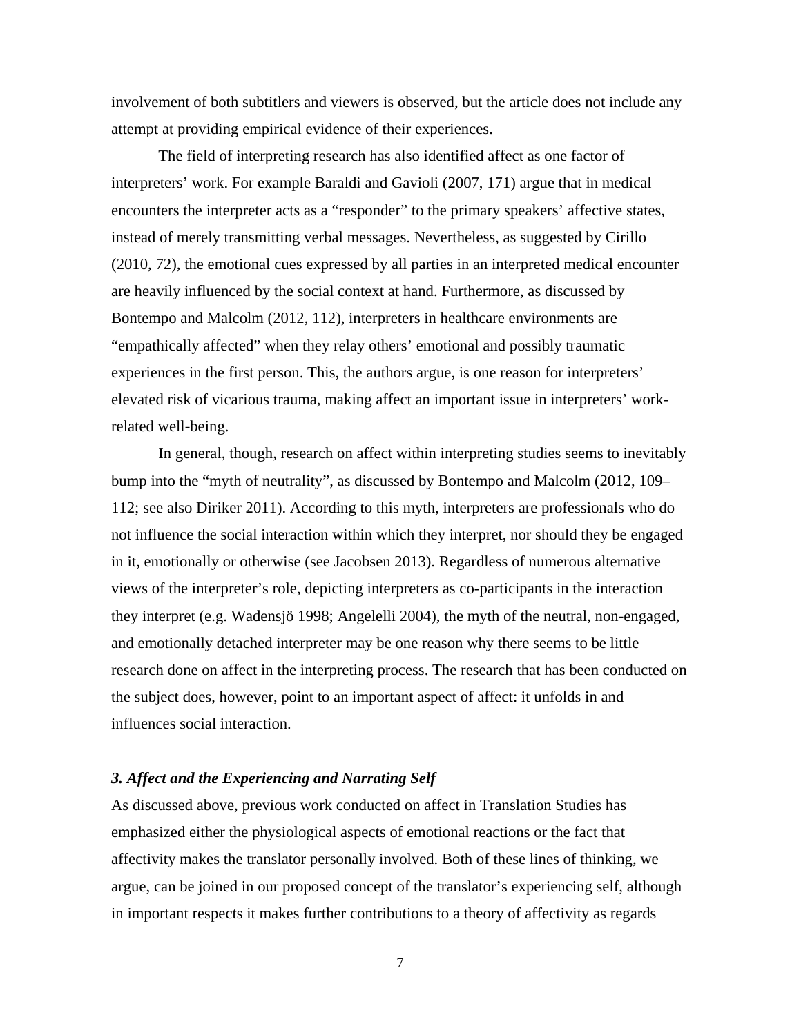involvement of both subtitlers and viewers is observed, but the article does not include any attempt at providing empirical evidence of their experiences.

The field of interpreting research has also identified affect as one factor of interpreters' work. For example Baraldi and Gavioli (2007, 171) argue that in medical encounters the interpreter acts as a "responder" to the primary speakers' affective states, instead of merely transmitting verbal messages. Nevertheless, as suggested by Cirillo (2010, 72), the emotional cues expressed by all parties in an interpreted medical encounter are heavily influenced by the social context at hand. Furthermore, as discussed by Bontempo and Malcolm (2012, 112), interpreters in healthcare environments are "empathically affected" when they relay others' emotional and possibly traumatic experiences in the first person. This, the authors argue, is one reason for interpreters' elevated risk of vicarious trauma, making affect an important issue in interpreters' work-related well-being.

In general, though, research on affect within interpreting studies seems to inevitably bump into the "myth of neutrality", as discussed by Bontempo and Malcolm (2012, 109–112; see also Diriker 2011). According to this myth, interpreters are professionals who do not influence the social interaction within which they interpret, nor should they be engaged in it, emotionally or otherwise (see Jacobsen 2013). Regardless of numerous alternative views of the interpreter's role, depicting interpreters as co-participants in the interaction they interpret (e.g. Wadensjö 1998; Angelelli 2004), the myth of the neutral, non-engaged, and emotionally detached interpreter may be one reason why there seems to be little research done on affect in the interpreting process. The research that has been conducted on the subject does, however, point to an important aspect of affect: it unfolds in and influences social interaction.

### *3. Affect and the Experiencing and Narrating Self*

As discussed above, previous work conducted on affect in Translation Studies has emphasized either the physiological aspects of emotional reactions or the fact that affectivity makes the translator personally involved. Both of these lines of thinking, we argue, can be joined in our proposed concept of the translator's experiencing self, although in important respects it makes further contributions to a theory of affectivity as regards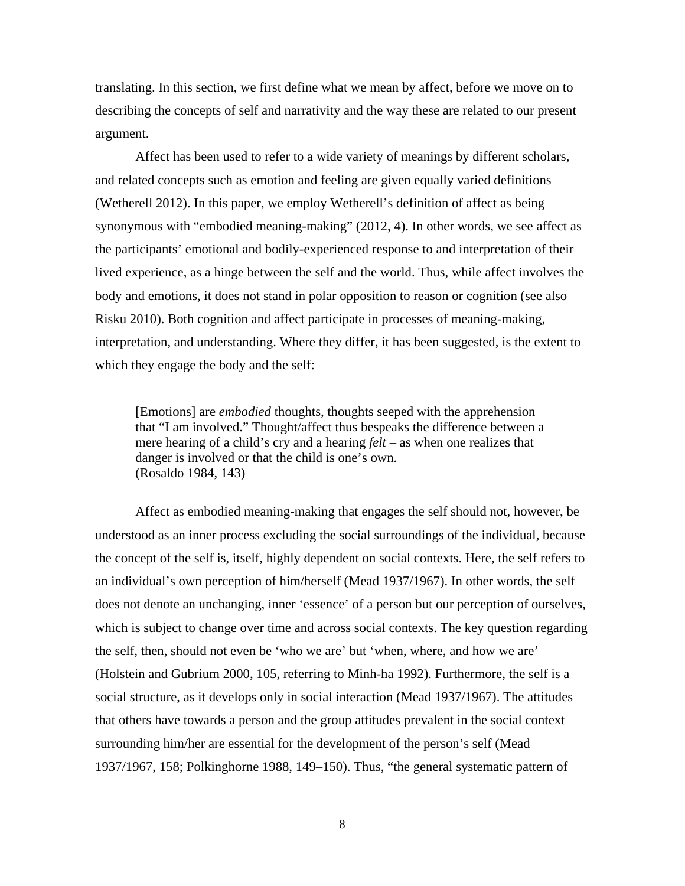translating. In this section, we first define what we mean by affect, before we move on to describing the concepts of self and narrativity and the way these are related to our present argument.

Affect has been used to refer to a wide variety of meanings by different scholars, and related concepts such as emotion and feeling are given equally varied definitions (Wetherell 2012). In this paper, we employ Wetherell's definition of affect as being synonymous with "embodied meaning-making" (2012, 4). In other words, we see affect as the participants' emotional and bodily-experienced response to and interpretation of their lived experience, as a hinge between the self and the world. Thus, while affect involves the body and emotions, it does not stand in polar opposition to reason or cognition (see also Risku 2010). Both cognition and affect participate in processes of meaning-making, interpretation, and understanding. Where they differ, it has been suggested, is the extent to which they engage the body and the self:

> [Emotions] are *embodied* thoughts, thoughts seeped with the apprehension that "I am involved." Thought/affect thus bespeaks the difference between a mere hearing of a child's cry and a hearing *felt* – as when one realizes that danger is involved or that the child is one's own.
> (Rosaldo 1984, 143)

Affect as embodied meaning-making that engages the self should not, however, be understood as an inner process excluding the social surroundings of the individual, because the concept of the self is, itself, highly dependent on social contexts. Here, the self refers to an individual's own perception of him/herself (Mead 1937/1967). In other words, the self does not denote an unchanging, inner 'essence' of a person but our perception of ourselves, which is subject to change over time and across social contexts. The key question regarding the self, then, should not even be 'who we are' but 'when, where, and how we are' (Holstein and Gubrium 2000, 105, referring to Minh-ha 1992). Furthermore, the self is a social structure, as it develops only in social interaction (Mead 1937/1967). The attitudes that others have towards a person and the group attitudes prevalent in the social context surrounding him/her are essential for the development of the person's self (Mead 1937/1967, 158; Polkinghorne 1988, 149–150). Thus, "the general systematic pattern of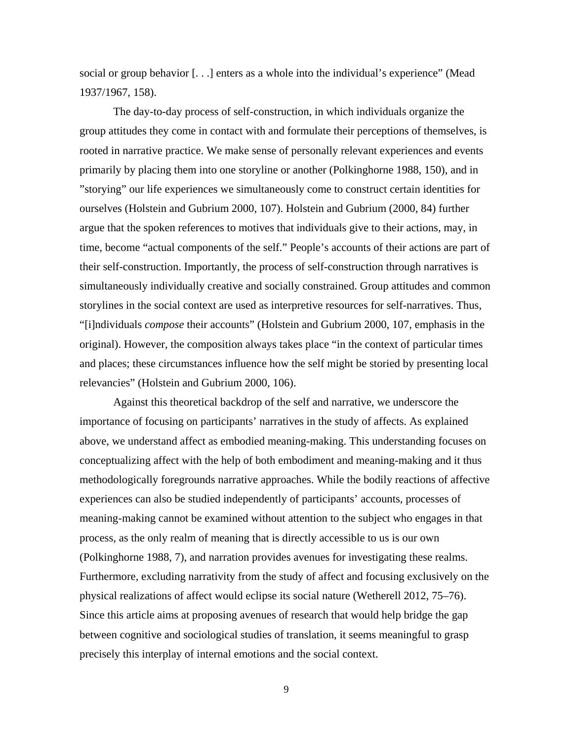social or group behavior [. . .] enters as a whole into the individual's experience" (Mead 1937/1967, 158).

The day-to-day process of self-construction, in which individuals organize the group attitudes they come in contact with and formulate their perceptions of themselves, is rooted in narrative practice. We make sense of personally relevant experiences and events primarily by placing them into one storyline or another (Polkinghorne 1988, 150), and in "storying" our life experiences we simultaneously come to construct certain identities for ourselves (Holstein and Gubrium 2000, 107). Holstein and Gubrium (2000, 84) further argue that the spoken references to motives that individuals give to their actions, may, in time, become "actual components of the self." People's accounts of their actions are part of their self-construction. Importantly, the process of self-construction through narratives is simultaneously individually creative and socially constrained. Group attitudes and common storylines in the social context are used as interpretive resources for self-narratives. Thus, "[i]ndividuals *compose* their accounts" (Holstein and Gubrium 2000, 107, emphasis in the original). However, the composition always takes place "in the context of particular times and places; these circumstances influence how the self might be storied by presenting local relevancies" (Holstein and Gubrium 2000, 106).

Against this theoretical backdrop of the self and narrative, we underscore the importance of focusing on participants' narratives in the study of affects. As explained above, we understand affect as embodied meaning-making. This understanding focuses on conceptualizing affect with the help of both embodiment and meaning-making and it thus methodologically foregrounds narrative approaches. While the bodily reactions of affective experiences can also be studied independently of participants' accounts, processes of meaning-making cannot be examined without attention to the subject who engages in that process, as the only realm of meaning that is directly accessible to us is our own (Polkinghorne 1988, 7), and narration provides avenues for investigating these realms. Furthermore, excluding narrativity from the study of affect and focusing exclusively on the physical realizations of affect would eclipse its social nature (Wetherell 2012, 75–76). Since this article aims at proposing avenues of research that would help bridge the gap between cognitive and sociological studies of translation, it seems meaningful to grasp precisely this interplay of internal emotions and the social context.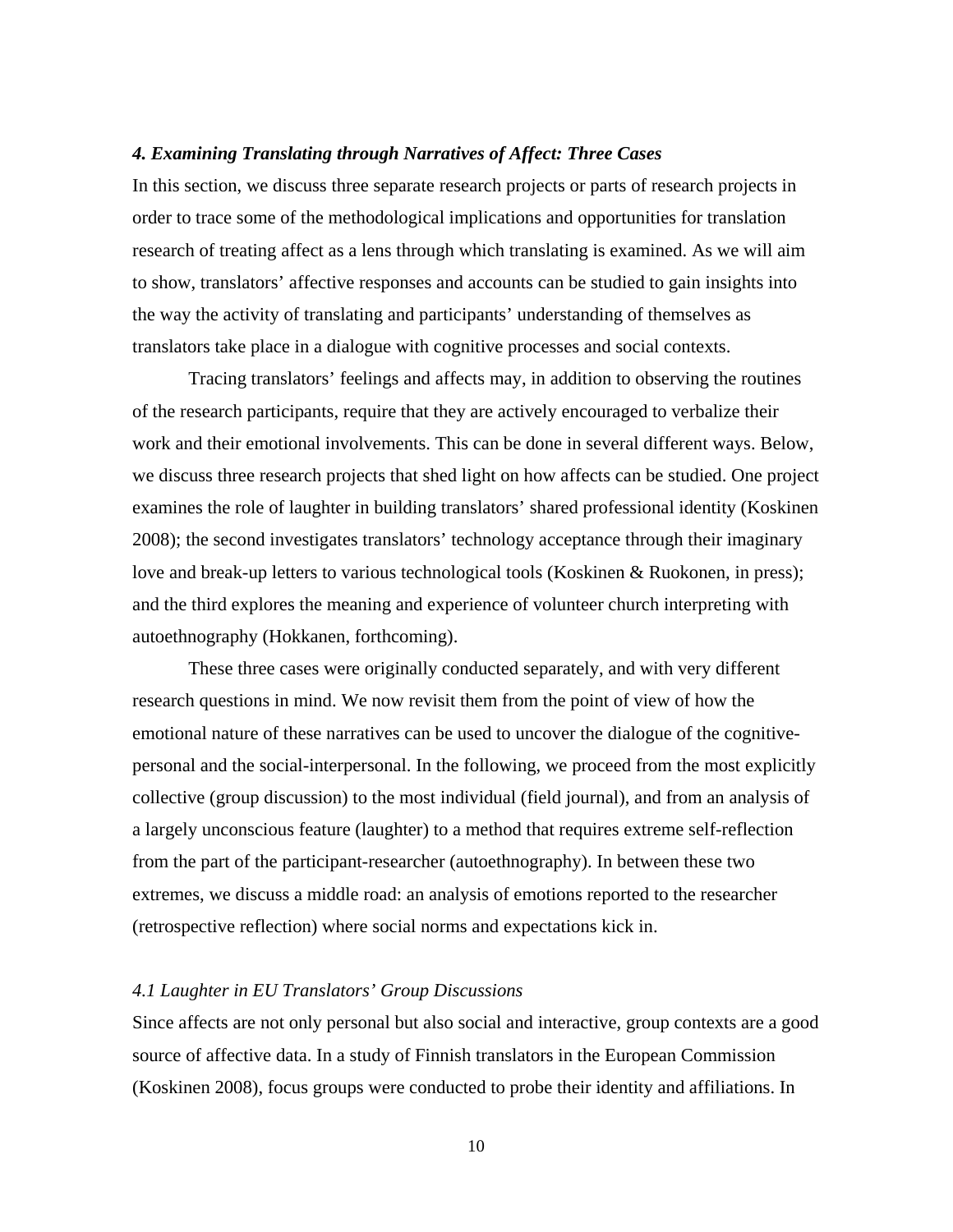### *4. Examining Translating through Narratives of Affect: Three Cases*

In this section, we discuss three separate research projects or parts of research projects in order to trace some of the methodological implications and opportunities for translation research of treating affect as a lens through which translating is examined. As we will aim to show, translators' affective responses and accounts can be studied to gain insights into the way the activity of translating and participants' understanding of themselves as translators take place in a dialogue with cognitive processes and social contexts.

Tracing translators' feelings and affects may, in addition to observing the routines of the research participants, require that they are actively encouraged to verbalize their work and their emotional involvements. This can be done in several different ways. Below, we discuss three research projects that shed light on how affects can be studied. One project examines the role of laughter in building translators' shared professional identity (Koskinen 2008); the second investigates translators' technology acceptance through their imaginary love and break-up letters to various technological tools (Koskinen & Ruokonen, in press); and the third explores the meaning and experience of volunteer church interpreting with autoethnography (Hokkanen, forthcoming).

These three cases were originally conducted separately, and with very different research questions in mind. We now revisit them from the point of view of how the emotional nature of these narratives can be used to uncover the dialogue of the cognitive-personal and the social-interpersonal. In the following, we proceed from the most explicitly collective (group discussion) to the most individual (field journal), and from an analysis of a largely unconscious feature (laughter) to a method that requires extreme self-reflection from the part of the participant-researcher (autoethnography). In between these two extremes, we discuss a middle road: an analysis of emotions reported to the researcher (retrospective reflection) where social norms and expectations kick in.

#### *4.1 Laughter in EU Translators' Group Discussions*

Since affects are not only personal but also social and interactive, group contexts are a good source of affective data. In a study of Finnish translators in the European Commission (Koskinen 2008), focus groups were conducted to probe their identity and affiliations. In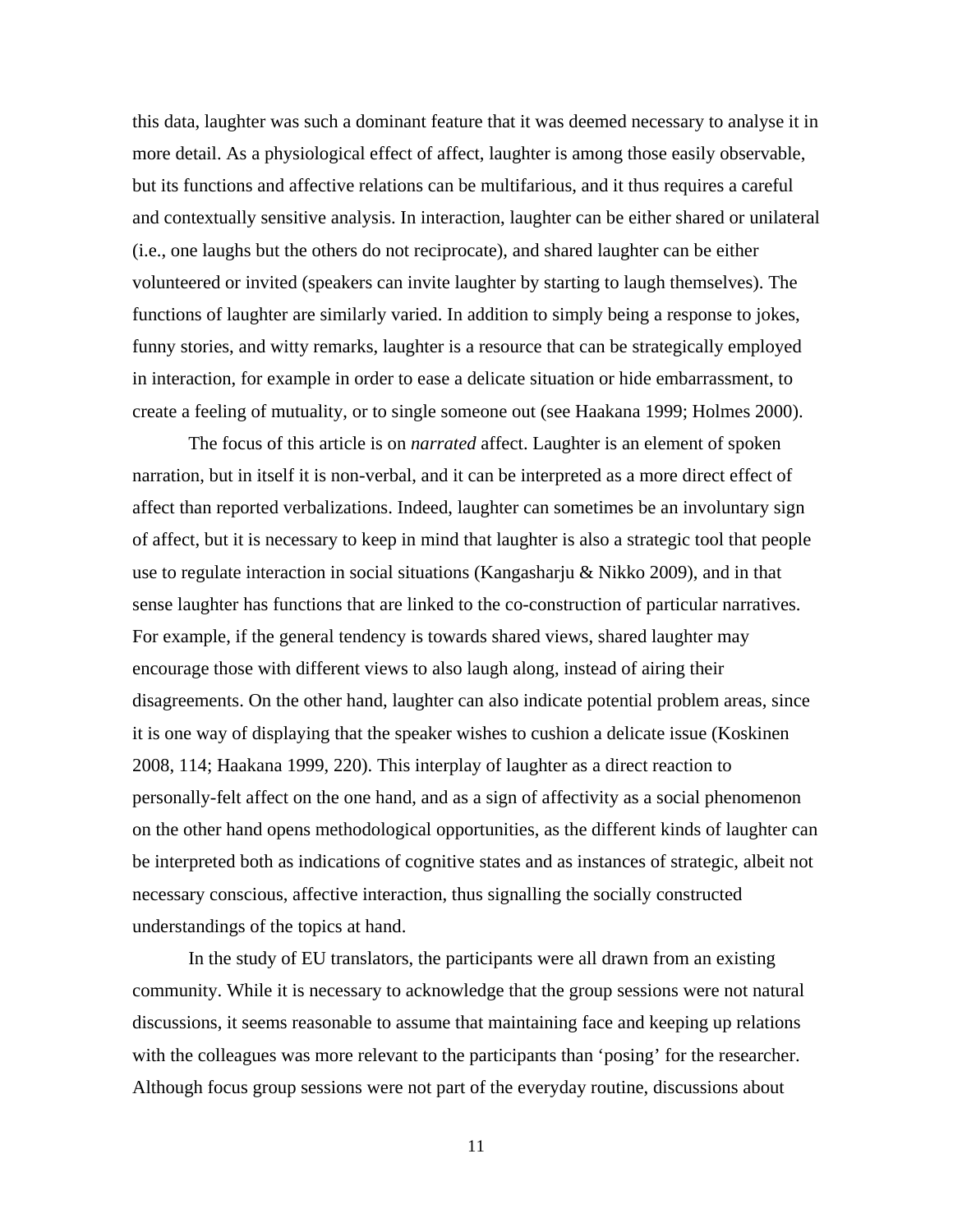this data, laughter was such a dominant feature that it was deemed necessary to analyse it in more detail. As a physiological effect of affect, laughter is among those easily observable, but its functions and affective relations can be multifarious, and it thus requires a careful and contextually sensitive analysis. In interaction, laughter can be either shared or unilateral (i.e., one laughs but the others do not reciprocate), and shared laughter can be either volunteered or invited (speakers can invite laughter by starting to laugh themselves). The functions of laughter are similarly varied. In addition to simply being a response to jokes, funny stories, and witty remarks, laughter is a resource that can be strategically employed in interaction, for example in order to ease a delicate situation or hide embarrassment, to create a feeling of mutuality, or to single someone out (see Haakana 1999; Holmes 2000).

The focus of this article is on *narrated* affect. Laughter is an element of spoken narration, but in itself it is non-verbal, and it can be interpreted as a more direct effect of affect than reported verbalizations. Indeed, laughter can sometimes be an involuntary sign of affect, but it is necessary to keep in mind that laughter is also a strategic tool that people use to regulate interaction in social situations (Kangasharju & Nikko 2009), and in that sense laughter has functions that are linked to the co-construction of particular narratives. For example, if the general tendency is towards shared views, shared laughter may encourage those with different views to also laugh along, instead of airing their disagreements. On the other hand, laughter can also indicate potential problem areas, since it is one way of displaying that the speaker wishes to cushion a delicate issue (Koskinen 2008, 114; Haakana 1999, 220). This interplay of laughter as a direct reaction to personally-felt affect on the one hand, and as a sign of affectivity as a social phenomenon on the other hand opens methodological opportunities, as the different kinds of laughter can be interpreted both as indications of cognitive states and as instances of strategic, albeit not necessary conscious, affective interaction, thus signalling the socially constructed understandings of the topics at hand.

In the study of EU translators, the participants were all drawn from an existing community. While it is necessary to acknowledge that the group sessions were not natural discussions, it seems reasonable to assume that maintaining face and keeping up relations with the colleagues was more relevant to the participants than 'posing' for the researcher. Although focus group sessions were not part of the everyday routine, discussions about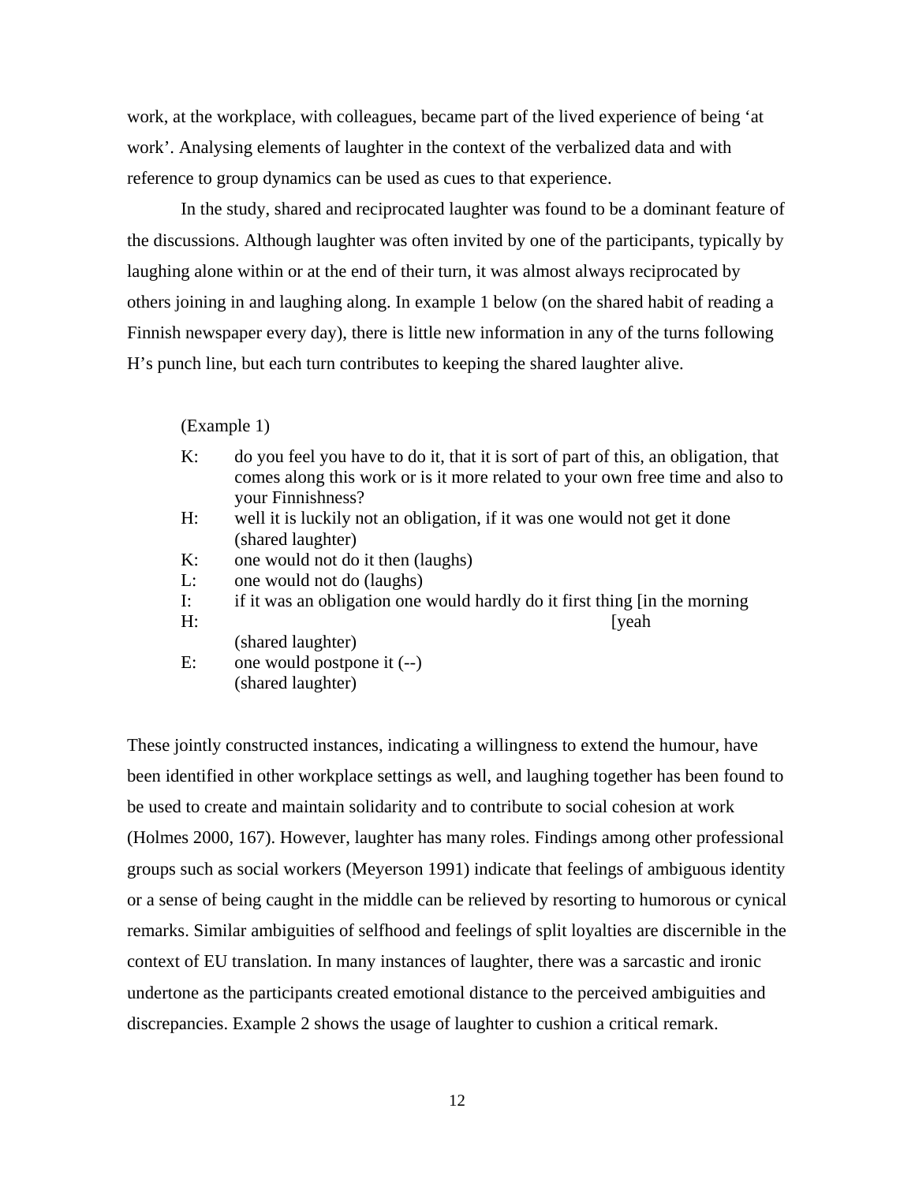work, at the workplace, with colleagues, became part of the lived experience of being 'at work'. Analysing elements of laughter in the context of the verbalized data and with reference to group dynamics can be used as cues to that experience.

In the study, shared and reciprocated laughter was found to be a dominant feature of the discussions. Although laughter was often invited by one of the participants, typically by laughing alone within or at the end of their turn, it was almost always reciprocated by others joining in and laughing along. In example 1 below (on the shared habit of reading a Finnish newspaper every day), there is little new information in any of the turns following H's punch line, but each turn contributes to keeping the shared laughter alive.

(Example 1)

K: do you feel you have to do it, that it is sort of part of this, an obligation, that comes along this work or is it more related to your own free time and also to your Finnishness?
H: well it is luckily not an obligation, if it was one would not get it done
(shared laughter)
K: one would not do it then (laughs)
L: one would not do (laughs)
I: if it was an obligation one would hardly do it first thing [in the morning
H: [yeah
(shared laughter)
E: one would postpone it (--)
(shared laughter)

These jointly constructed instances, indicating a willingness to extend the humour, have been identified in other workplace settings as well, and laughing together has been found to be used to create and maintain solidarity and to contribute to social cohesion at work (Holmes 2000, 167). However, laughter has many roles. Findings among other professional groups such as social workers (Meyerson 1991) indicate that feelings of ambiguous identity or a sense of being caught in the middle can be relieved by resorting to humorous or cynical remarks. Similar ambiguities of selfhood and feelings of split loyalties are discernible in the context of EU translation. In many instances of laughter, there was a sarcastic and ironic undertone as the participants created emotional distance to the perceived ambiguities and discrepancies. Example 2 shows the usage of laughter to cushion a critical remark.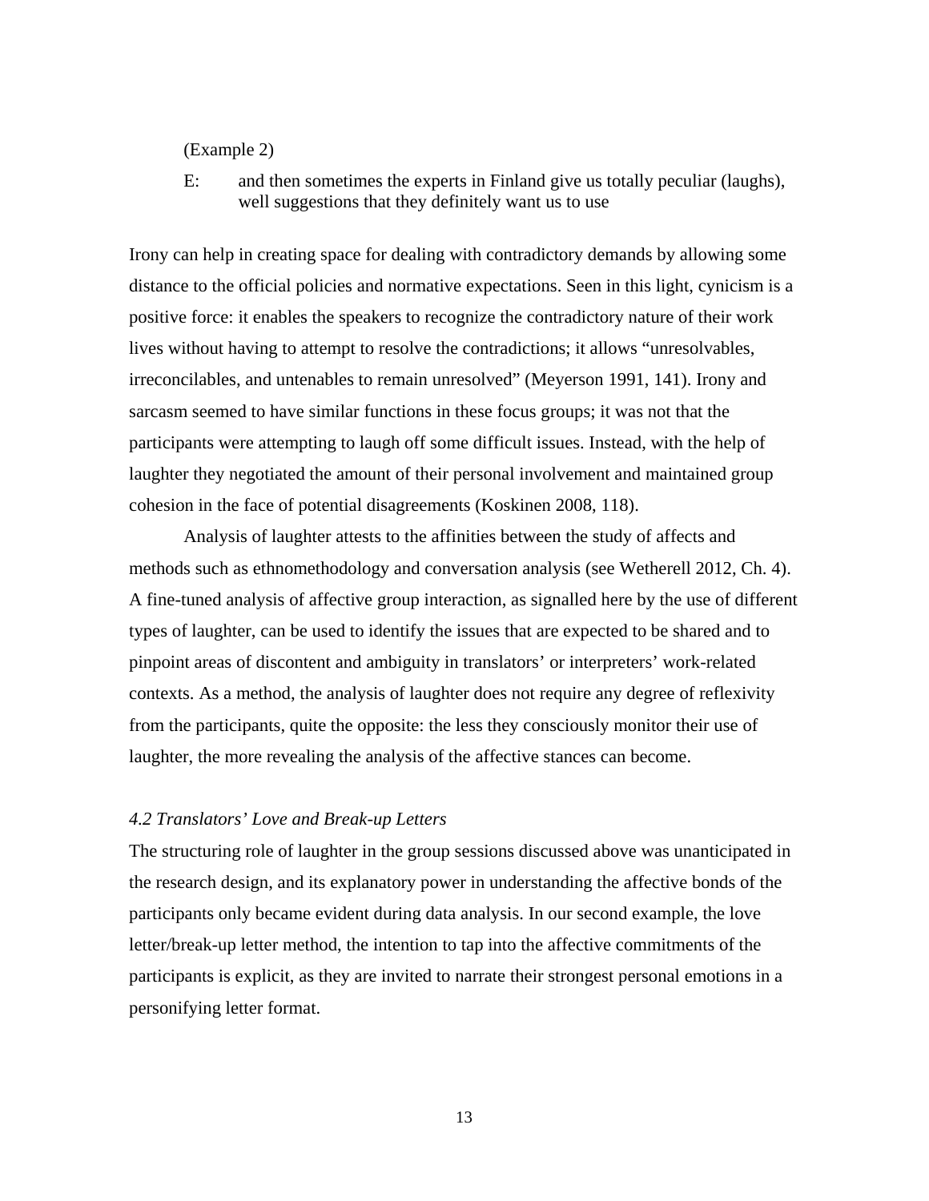(Example 2)

E: and then sometimes the experts in Finland give us totally peculiar (laughs), well suggestions that they definitely want us to use

Irony can help in creating space for dealing with contradictory demands by allowing some distance to the official policies and normative expectations. Seen in this light, cynicism is a positive force: it enables the speakers to recognize the contradictory nature of their work lives without having to attempt to resolve the contradictions; it allows "unresolvables, irreconcilables, and untenables to remain unresolved" (Meyerson 1991, 141). Irony and sarcasm seemed to have similar functions in these focus groups; it was not that the participants were attempting to laugh off some difficult issues. Instead, with the help of laughter they negotiated the amount of their personal involvement and maintained group cohesion in the face of potential disagreements (Koskinen 2008, 118).

Analysis of laughter attests to the affinities between the study of affects and methods such as ethnomethodology and conversation analysis (see Wetherell 2012, Ch. 4). A fine-tuned analysis of affective group interaction, as signalled here by the use of different types of laughter, can be used to identify the issues that are expected to be shared and to pinpoint areas of discontent and ambiguity in translators' or interpreters' work-related contexts. As a method, the analysis of laughter does not require any degree of reflexivity from the participants, quite the opposite: the less they consciously monitor their use of laughter, the more revealing the analysis of the affective stances can become.

### *4.2 Translators' Love and Break-up Letters*

The structuring role of laughter in the group sessions discussed above was unanticipated in the research design, and its explanatory power in understanding the affective bonds of the participants only became evident during data analysis. In our second example, the love letter/break-up letter method, the intention to tap into the affective commitments of the participants is explicit, as they are invited to narrate their strongest personal emotions in a personifying letter format.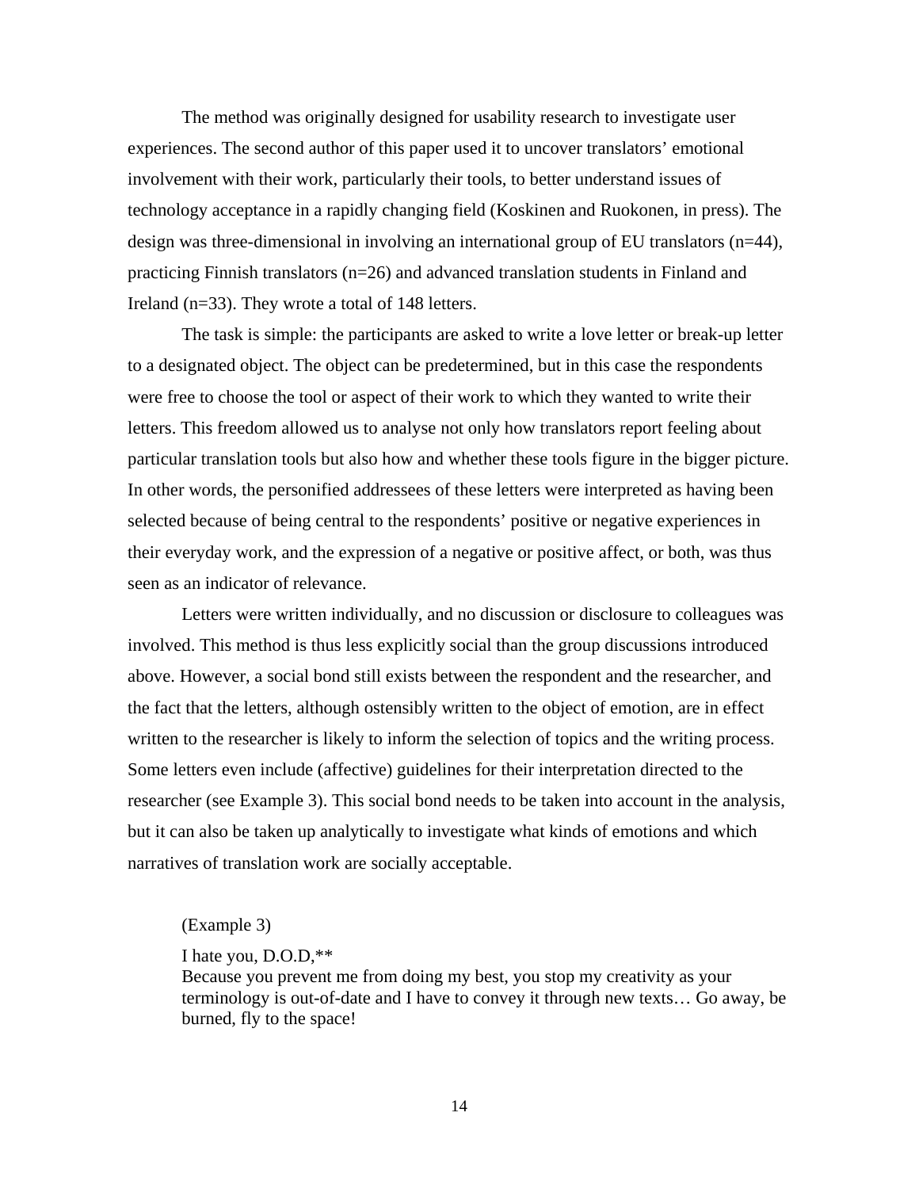The method was originally designed for usability research to investigate user experiences. The second author of this paper used it to uncover translators' emotional involvement with their work, particularly their tools, to better understand issues of technology acceptance in a rapidly changing field (Koskinen and Ruokonen, in press). The design was three-dimensional in involving an international group of EU translators (n=44), practicing Finnish translators (n=26) and advanced translation students in Finland and Ireland (n=33). They wrote a total of 148 letters.

The task is simple: the participants are asked to write a love letter or break-up letter to a designated object. The object can be predetermined, but in this case the respondents were free to choose the tool or aspect of their work to which they wanted to write their letters. This freedom allowed us to analyse not only how translators report feeling about particular translation tools but also how and whether these tools figure in the bigger picture. In other words, the personified addressees of these letters were interpreted as having been selected because of being central to the respondents' positive or negative experiences in their everyday work, and the expression of a negative or positive affect, or both, was thus seen as an indicator of relevance.

Letters were written individually, and no discussion or disclosure to colleagues was involved. This method is thus less explicitly social than the group discussions introduced above. However, a social bond still exists between the respondent and the researcher, and the fact that the letters, although ostensibly written to the object of emotion, are in effect written to the researcher is likely to inform the selection of topics and the writing process. Some letters even include (affective) guidelines for their interpretation directed to the researcher (see Example 3). This social bond needs to be taken into account in the analysis, but it can also be taken up analytically to investigate what kinds of emotions and which narratives of translation work are socially acceptable.

> (Example 3)
>
> I hate you, D.O.D,**
> Because you prevent me from doing my best, you stop my creativity as your terminology is out-of-date and I have to convey it through new texts… Go away, be burned, fly to the space!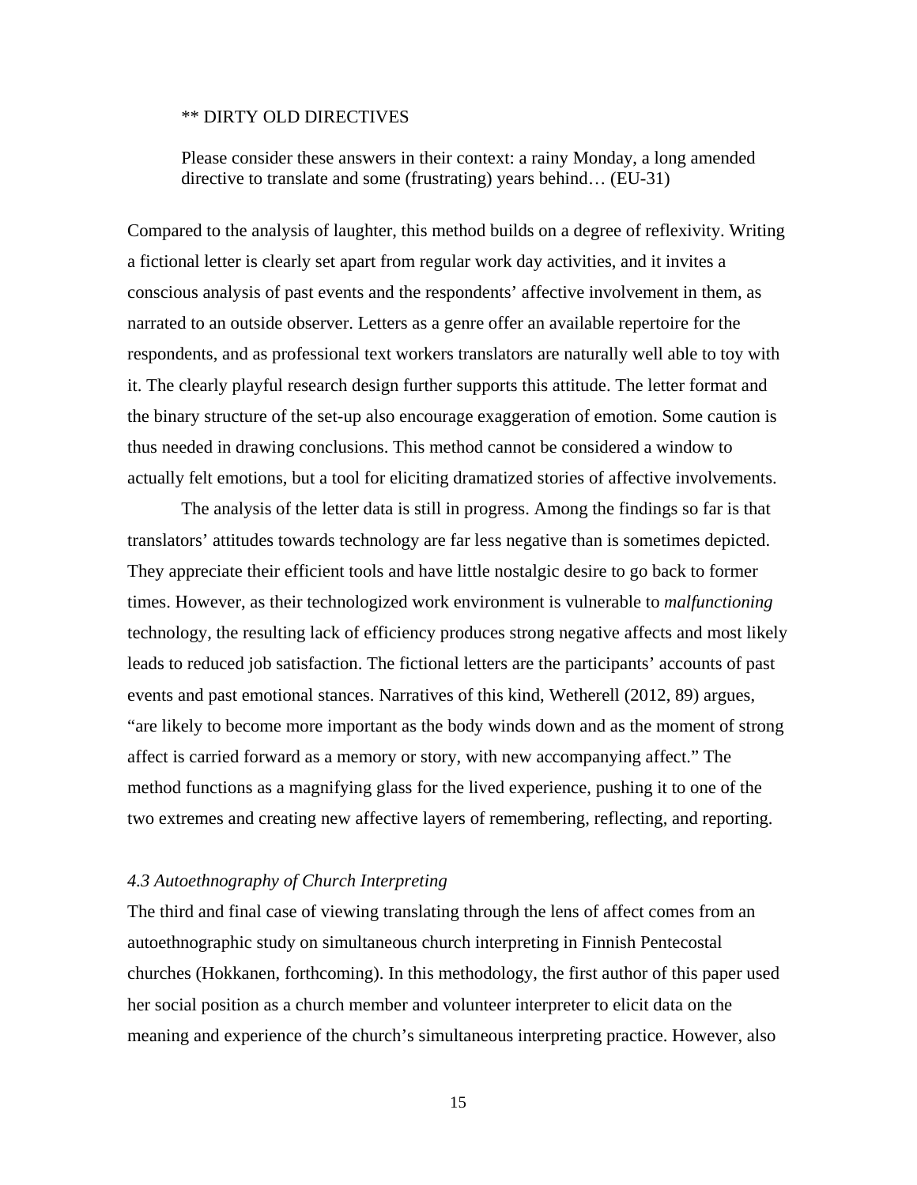\*\* DIRTY OLD DIRECTIVES

> Please consider these answers in their context: a rainy Monday, a long amended directive to translate and some (frustrating) years behind… (EU-31)

Compared to the analysis of laughter, this method builds on a degree of reflexivity. Writing a fictional letter is clearly set apart from regular work day activities, and it invites a conscious analysis of past events and the respondents' affective involvement in them, as narrated to an outside observer. Letters as a genre offer an available repertoire for the respondents, and as professional text workers translators are naturally well able to toy with it. The clearly playful research design further supports this attitude. The letter format and the binary structure of the set-up also encourage exaggeration of emotion. Some caution is thus needed in drawing conclusions. This method cannot be considered a window to actually felt emotions, but a tool for eliciting dramatized stories of affective involvements.

The analysis of the letter data is still in progress. Among the findings so far is that translators' attitudes towards technology are far less negative than is sometimes depicted. They appreciate their efficient tools and have little nostalgic desire to go back to former times. However, as their technologized work environment is vulnerable to *malfunctioning* technology, the resulting lack of efficiency produces strong negative affects and most likely leads to reduced job satisfaction. The fictional letters are the participants' accounts of past events and past emotional stances. Narratives of this kind, Wetherell (2012, 89) argues, "are likely to become more important as the body winds down and as the moment of strong affect is carried forward as a memory or story, with new accompanying affect." The method functions as a magnifying glass for the lived experience, pushing it to one of the two extremes and creating new affective layers of remembering, reflecting, and reporting.

### *4.3 Autoethnography of Church Interpreting*

The third and final case of viewing translating through the lens of affect comes from an autoethnographic study on simultaneous church interpreting in Finnish Pentecostal churches (Hokkanen, forthcoming). In this methodology, the first author of this paper used her social position as a church member and volunteer interpreter to elicit data on the meaning and experience of the church's simultaneous interpreting practice. However, also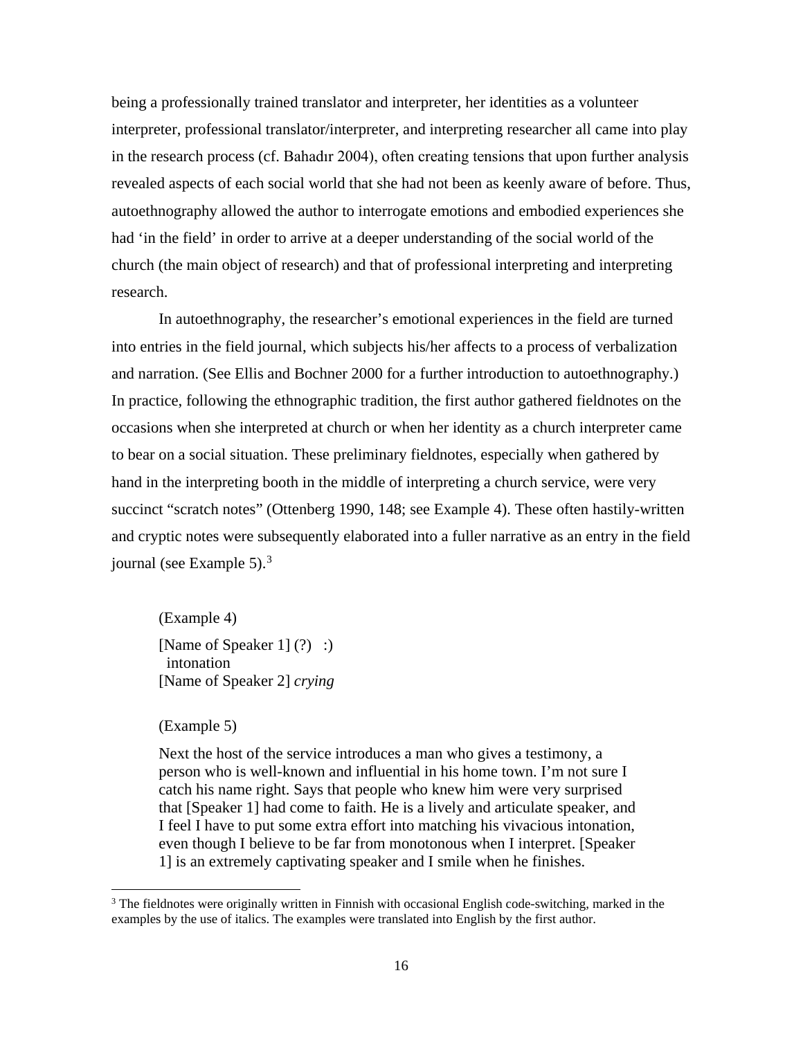being a professionally trained translator and interpreter, her identities as a volunteer interpreter, professional translator/interpreter, and interpreting researcher all came into play in the research process (cf. Bahadır 2004), often creating tensions that upon further analysis revealed aspects of each social world that she had not been as keenly aware of before. Thus, autoethnography allowed the author to interrogate emotions and embodied experiences she had ‘in the field’ in order to arrive at a deeper understanding of the social world of the church (the main object of research) and that of professional interpreting and interpreting research.

In autoethnography, the researcher’s emotional experiences in the field are turned into entries in the field journal, which subjects his/her affects to a process of verbalization and narration. (See Ellis and Bochner 2000 for a further introduction to autoethnography.) In practice, following the ethnographic tradition, the first author gathered fieldnotes on the occasions when she interpreted at church or when her identity as a church interpreter came to bear on a social situation. These preliminary fieldnotes, especially when gathered by hand in the interpreting booth in the middle of interpreting a church service, were very succinct “scratch notes” (Ottenberg 1990, 148; see Example 4). These often hastily-written and cryptic notes were subsequently elaborated into a fuller narrative as an entry in the field journal (see Example 5).[3]

> (Example 4)
>
> [Name of Speaker 1] (?)   :)
>   intonation
> [Name of Speaker 2] *crying*

> (Example 5)
>
> Next the host of the service introduces a man who gives a testimony, a person who is well-known and influential in his home town. I’m not sure I catch his name right. Says that people who knew him were very surprised that [Speaker 1] had come to faith. He is a lively and articulate speaker, and I feel I have to put some extra effort into matching his vivacious intonation, even though I believe to be far from monotonous when I interpret. [Speaker 1] is an extremely captivating speaker and I smile when he finishes.

---

[3] The fieldnotes were originally written in Finnish with occasional English code-switching, marked in the examples by the use of italics. The examples were translated into English by the first author.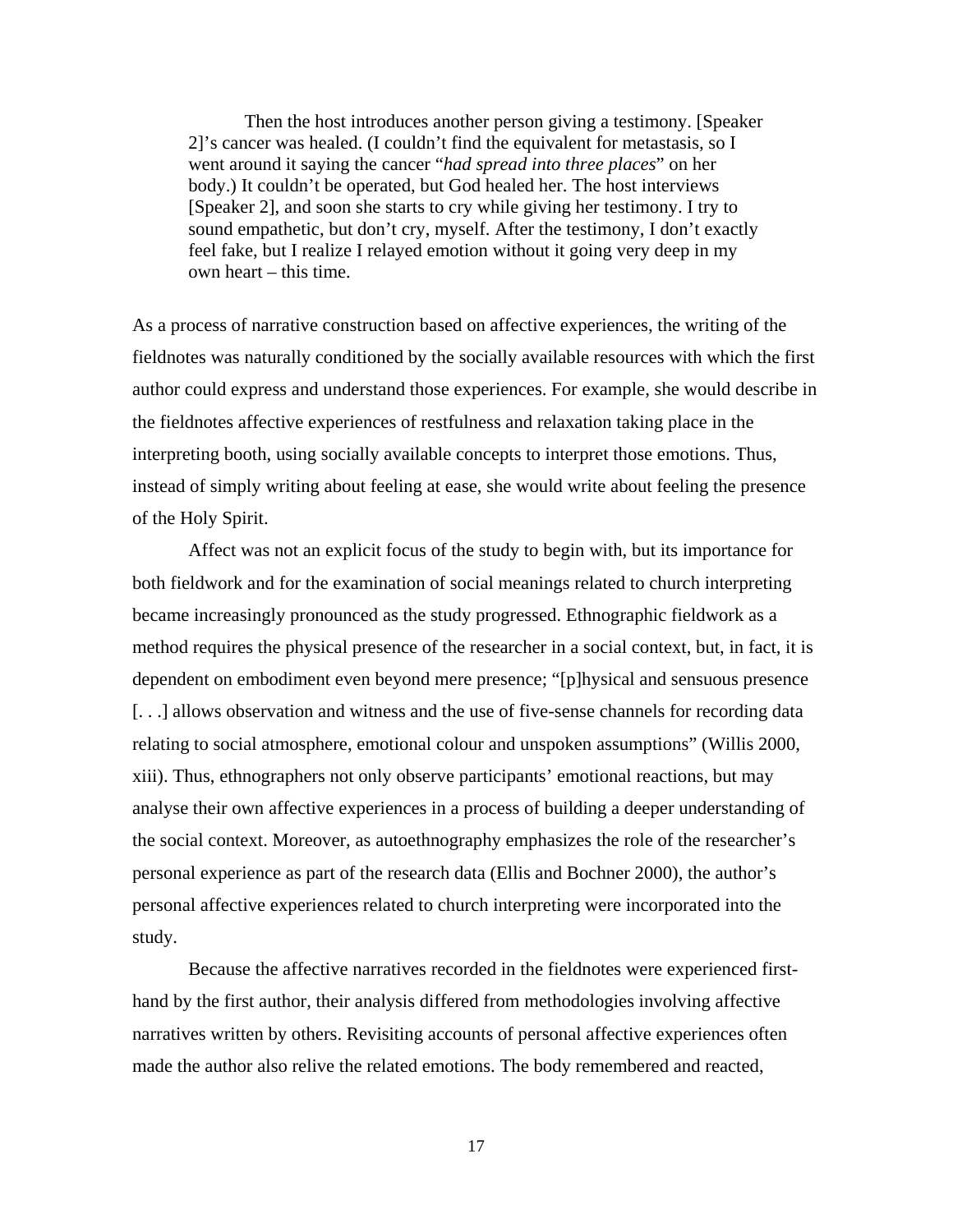> Then the host introduces another person giving a testimony. [Speaker 2]'s cancer was healed. (I couldn't find the equivalent for metastasis, so I went around it saying the cancer "*had spread into three places*" on her body.) It couldn't be operated, but God healed her. The host interviews [Speaker 2], and soon she starts to cry while giving her testimony. I try to sound empathetic, but don't cry, myself. After the testimony, I don't exactly feel fake, but I realize I relayed emotion without it going very deep in my own heart – this time.

As a process of narrative construction based on affective experiences, the writing of the fieldnotes was naturally conditioned by the socially available resources with which the first author could express and understand those experiences. For example, she would describe in the fieldnotes affective experiences of restfulness and relaxation taking place in the interpreting booth, using socially available concepts to interpret those emotions. Thus, instead of simply writing about feeling at ease, she would write about feeling the presence of the Holy Spirit.

Affect was not an explicit focus of the study to begin with, but its importance for both fieldwork and for the examination of social meanings related to church interpreting became increasingly pronounced as the study progressed. Ethnographic fieldwork as a method requires the physical presence of the researcher in a social context, but, in fact, it is dependent on embodiment even beyond mere presence; "[p]hysical and sensuous presence [. . .] allows observation and witness and the use of five-sense channels for recording data relating to social atmosphere, emotional colour and unspoken assumptions" (Willis 2000, xiii). Thus, ethnographers not only observe participants' emotional reactions, but may analyse their own affective experiences in a process of building a deeper understanding of the social context. Moreover, as autoethnography emphasizes the role of the researcher's personal experience as part of the research data (Ellis and Bochner 2000), the author's personal affective experiences related to church interpreting were incorporated into the study.

Because the affective narratives recorded in the fieldnotes were experienced first-hand by the first author, their analysis differed from methodologies involving affective narratives written by others. Revisiting accounts of personal affective experiences often made the author also relive the related emotions. The body remembered and reacted,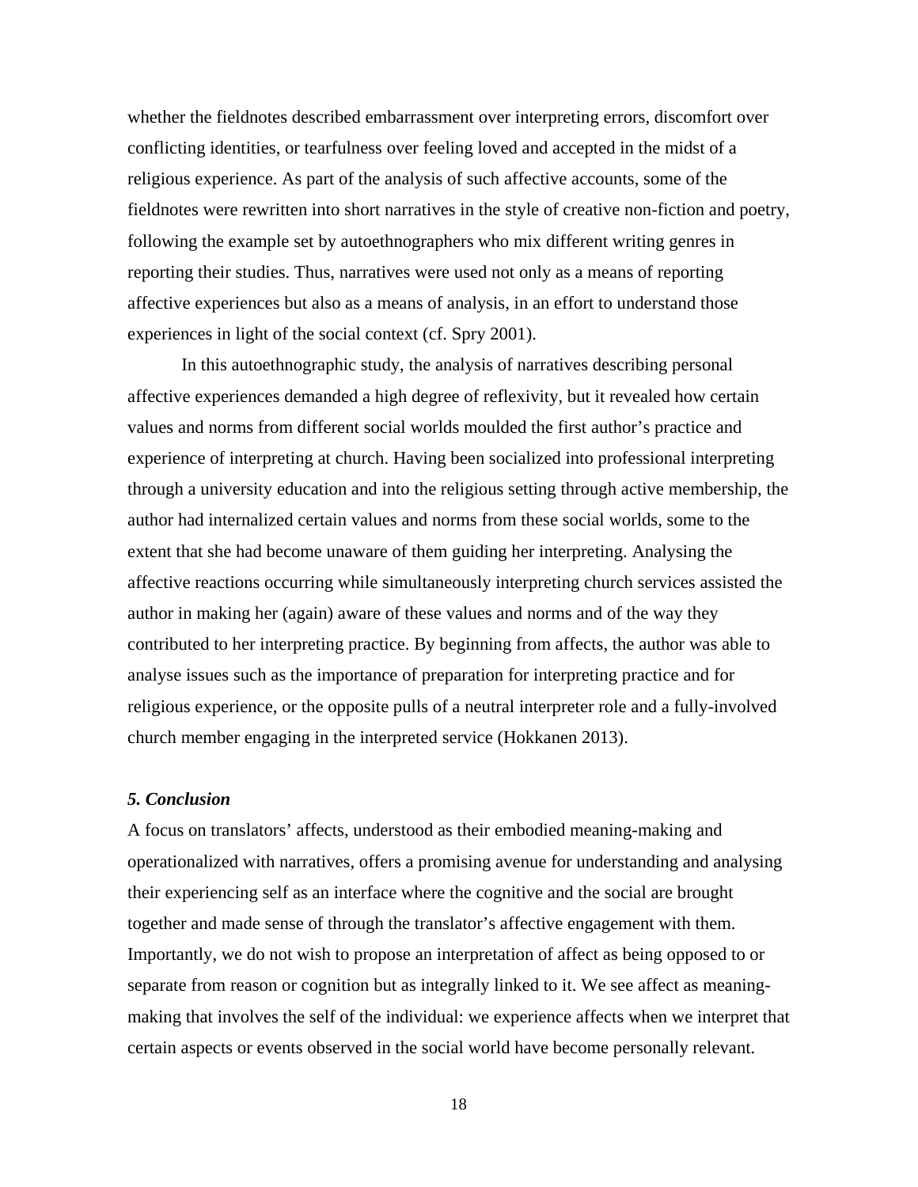whether the fieldnotes described embarrassment over interpreting errors, discomfort over conflicting identities, or tearfulness over feeling loved and accepted in the midst of a religious experience. As part of the analysis of such affective accounts, some of the fieldnotes were rewritten into short narratives in the style of creative non-fiction and poetry, following the example set by autoethnographers who mix different writing genres in reporting their studies. Thus, narratives were used not only as a means of reporting affective experiences but also as a means of analysis, in an effort to understand those experiences in light of the social context (cf. Spry 2001).

In this autoethnographic study, the analysis of narratives describing personal affective experiences demanded a high degree of reflexivity, but it revealed how certain values and norms from different social worlds moulded the first author's practice and experience of interpreting at church. Having been socialized into professional interpreting through a university education and into the religious setting through active membership, the author had internalized certain values and norms from these social worlds, some to the extent that she had become unaware of them guiding her interpreting. Analysing the affective reactions occurring while simultaneously interpreting church services assisted the author in making her (again) aware of these values and norms and of the way they contributed to her interpreting practice. By beginning from affects, the author was able to analyse issues such as the importance of preparation for interpreting practice and for religious experience, or the opposite pulls of a neutral interpreter role and a fully-involved church member engaging in the interpreted service (Hokkanen 2013).

### *5. Conclusion*

A focus on translators' affects, understood as their embodied meaning-making and operationalized with narratives, offers a promising avenue for understanding and analysing their experiencing self as an interface where the cognitive and the social are brought together and made sense of through the translator's affective engagement with them. Importantly, we do not wish to propose an interpretation of affect as being opposed to or separate from reason or cognition but as integrally linked to it. We see affect as meaning-making that involves the self of the individual: we experience affects when we interpret that certain aspects or events observed in the social world have become personally relevant.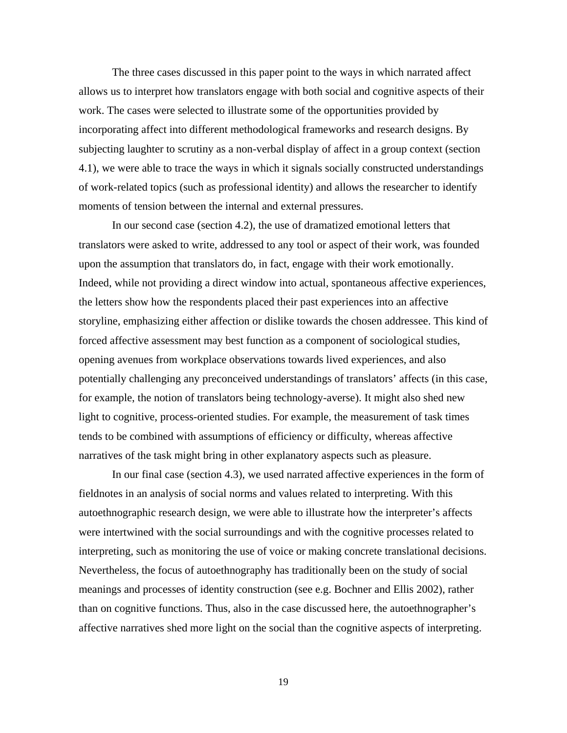The three cases discussed in this paper point to the ways in which narrated affect allows us to interpret how translators engage with both social and cognitive aspects of their work. The cases were selected to illustrate some of the opportunities provided by incorporating affect into different methodological frameworks and research designs. By subjecting laughter to scrutiny as a non-verbal display of affect in a group context (section 4.1), we were able to trace the ways in which it signals socially constructed understandings of work-related topics (such as professional identity) and allows the researcher to identify moments of tension between the internal and external pressures.

In our second case (section 4.2), the use of dramatized emotional letters that translators were asked to write, addressed to any tool or aspect of their work, was founded upon the assumption that translators do, in fact, engage with their work emotionally. Indeed, while not providing a direct window into actual, spontaneous affective experiences, the letters show how the respondents placed their past experiences into an affective storyline, emphasizing either affection or dislike towards the chosen addressee. This kind of forced affective assessment may best function as a component of sociological studies, opening avenues from workplace observations towards lived experiences, and also potentially challenging any preconceived understandings of translators' affects (in this case, for example, the notion of translators being technology-averse). It might also shed new light to cognitive, process-oriented studies. For example, the measurement of task times tends to be combined with assumptions of efficiency or difficulty, whereas affective narratives of the task might bring in other explanatory aspects such as pleasure.

In our final case (section 4.3), we used narrated affective experiences in the form of fieldnotes in an analysis of social norms and values related to interpreting. With this autoethnographic research design, we were able to illustrate how the interpreter's affects were intertwined with the social surroundings and with the cognitive processes related to interpreting, such as monitoring the use of voice or making concrete translational decisions. Nevertheless, the focus of autoethnography has traditionally been on the study of social meanings and processes of identity construction (see e.g. Bochner and Ellis 2002), rather than on cognitive functions. Thus, also in the case discussed here, the autoethnographer's affective narratives shed more light on the social than the cognitive aspects of interpreting.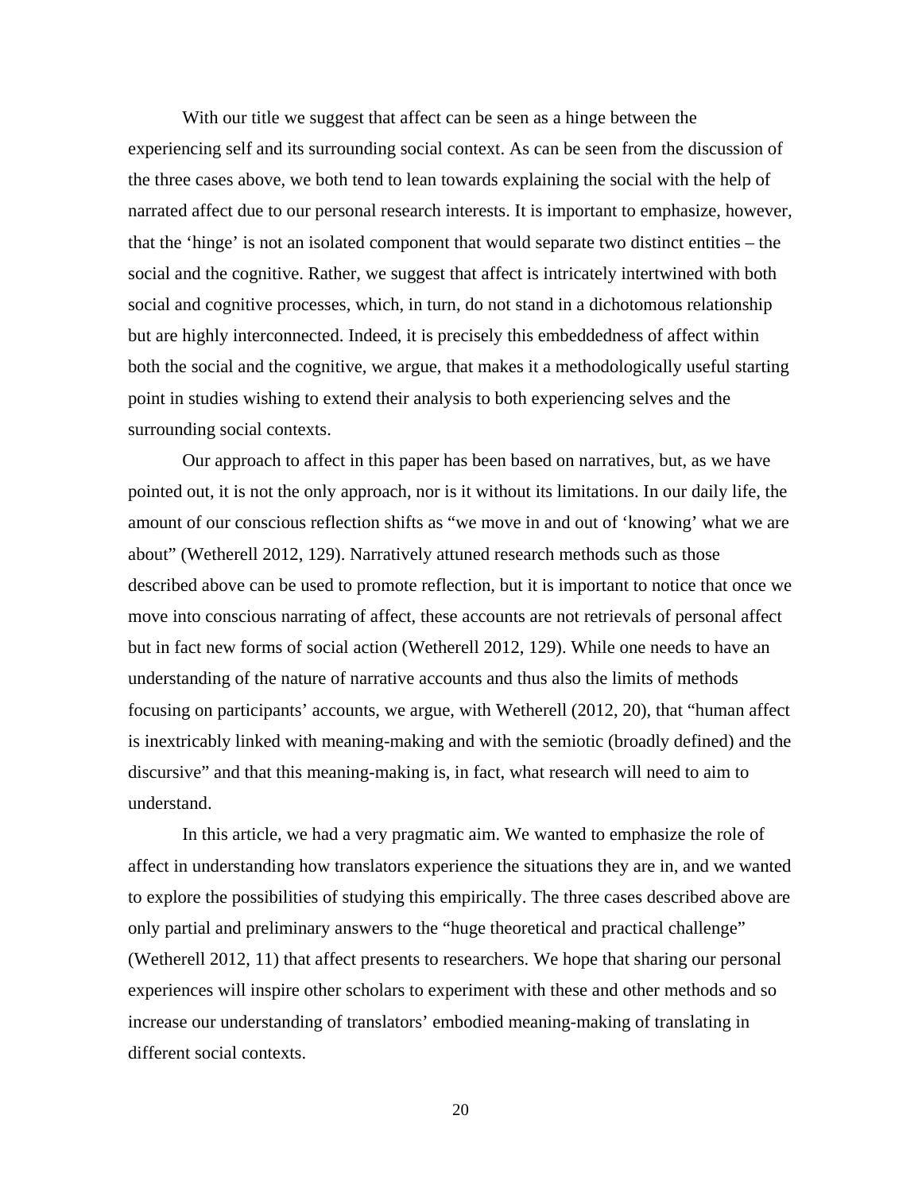With our title we suggest that affect can be seen as a hinge between the experiencing self and its surrounding social context. As can be seen from the discussion of the three cases above, we both tend to lean towards explaining the social with the help of narrated affect due to our personal research interests. It is important to emphasize, however, that the 'hinge' is not an isolated component that would separate two distinct entities – the social and the cognitive. Rather, we suggest that affect is intricately intertwined with both social and cognitive processes, which, in turn, do not stand in a dichotomous relationship but are highly interconnected. Indeed, it is precisely this embeddedness of affect within both the social and the cognitive, we argue, that makes it a methodologically useful starting point in studies wishing to extend their analysis to both experiencing selves and the surrounding social contexts.

Our approach to affect in this paper has been based on narratives, but, as we have pointed out, it is not the only approach, nor is it without its limitations. In our daily life, the amount of our conscious reflection shifts as "we move in and out of 'knowing' what we are about" (Wetherell 2012, 129). Narratively attuned research methods such as those described above can be used to promote reflection, but it is important to notice that once we move into conscious narrating of affect, these accounts are not retrievals of personal affect but in fact new forms of social action (Wetherell 2012, 129). While one needs to have an understanding of the nature of narrative accounts and thus also the limits of methods focusing on participants' accounts, we argue, with Wetherell (2012, 20), that "human affect is inextricably linked with meaning-making and with the semiotic (broadly defined) and the discursive" and that this meaning-making is, in fact, what research will need to aim to understand.

In this article, we had a very pragmatic aim. We wanted to emphasize the role of affect in understanding how translators experience the situations they are in, and we wanted to explore the possibilities of studying this empirically. The three cases described above are only partial and preliminary answers to the "huge theoretical and practical challenge" (Wetherell 2012, 11) that affect presents to researchers. We hope that sharing our personal experiences will inspire other scholars to experiment with these and other methods and so increase our understanding of translators' embodied meaning-making of translating in different social contexts.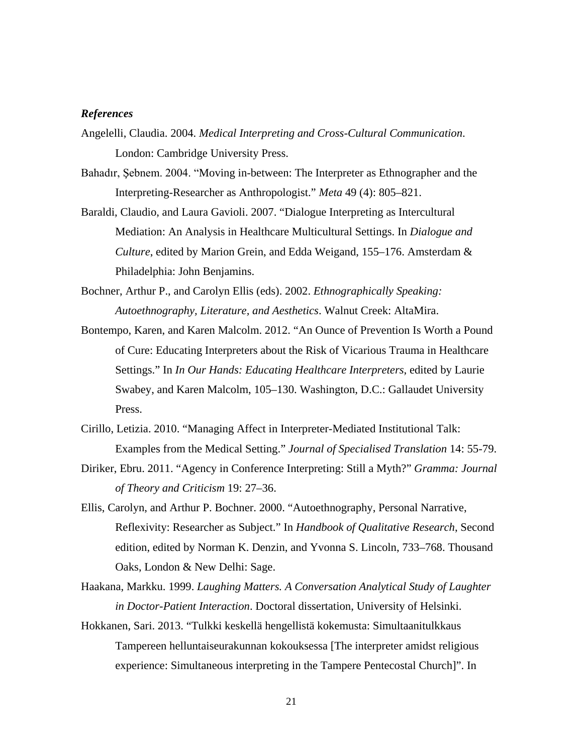***References***

Angelelli, Claudia. 2004. *Medical Interpreting and Cross-Cultural Communication*. London: Cambridge University Press.

Bahadır, Şebnem. 2004. "Moving in-between: The Interpreter as Ethnographer and the Interpreting-Researcher as Anthropologist." *Meta* 49 (4): 805–821.

Baraldi, Claudio, and Laura Gavioli. 2007. "Dialogue Interpreting as Intercultural Mediation: An Analysis in Healthcare Multicultural Settings. In *Dialogue and Culture*, edited by Marion Grein, and Edda Weigand, 155–176. Amsterdam & Philadelphia: John Benjamins.

Bochner, Arthur P., and Carolyn Ellis (eds). 2002. *Ethnographically Speaking: Autoethnography, Literature, and Aesthetics*. Walnut Creek: AltaMira.

Bontempo, Karen, and Karen Malcolm. 2012. "An Ounce of Prevention Is Worth a Pound of Cure: Educating Interpreters about the Risk of Vicarious Trauma in Healthcare Settings." In *In Our Hands: Educating Healthcare Interpreters*, edited by Laurie Swabey, and Karen Malcolm, 105–130. Washington, D.C.: Gallaudet University Press.

Cirillo, Letizia. 2010. "Managing Affect in Interpreter-Mediated Institutional Talk: Examples from the Medical Setting." *Journal of Specialised Translation* 14: 55-79.

Diriker, Ebru. 2011. "Agency in Conference Interpreting: Still a Myth?" *Gramma: Journal of Theory and Criticism* 19: 27–36.

Ellis, Carolyn, and Arthur P. Bochner. 2000. "Autoethnography, Personal Narrative, Reflexivity: Researcher as Subject." In *Handbook of Qualitative Research*, Second edition, edited by Norman K. Denzin, and Yvonna S. Lincoln, 733–768. Thousand Oaks, London & New Delhi: Sage.

Haakana, Markku. 1999. *Laughing Matters. A Conversation Analytical Study of Laughter in Doctor-Patient Interaction*. Doctoral dissertation, University of Helsinki.

Hokkanen, Sari. 2013. "Tulkki keskellä hengellistä kokemusta: Simultaanitulkkaus Tampereen helluntaiseurakunnan kokouksessa [The interpreter amidst religious experience: Simultaneous interpreting in the Tampere Pentecostal Church]". In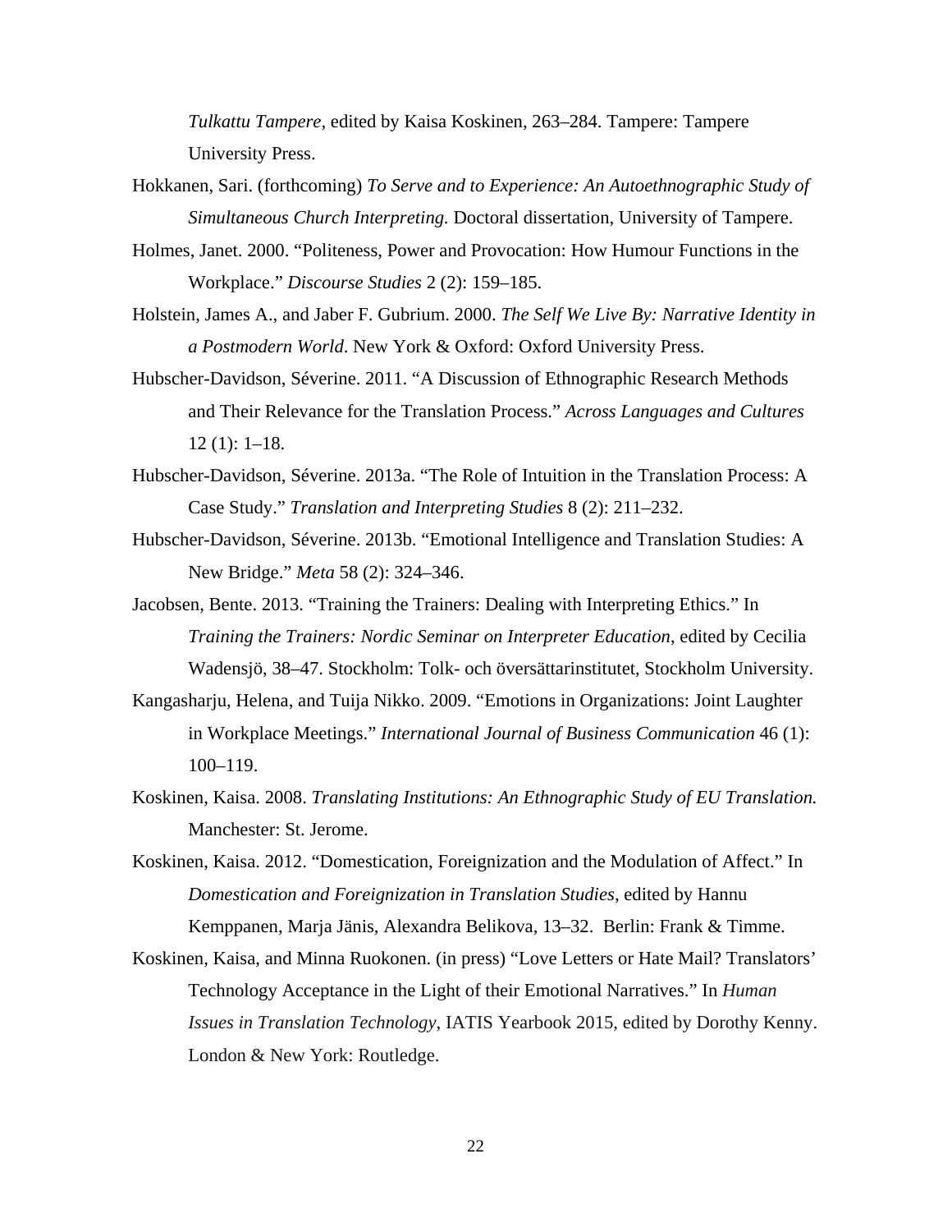*Tulkattu Tampere*, edited by Kaisa Koskinen, 263–284. Tampere: Tampere University Press.

Hokkanen, Sari. (forthcoming) *To Serve and to Experience: An Autoethnographic Study of Simultaneous Church Interpreting.* Doctoral dissertation, University of Tampere.

Holmes, Janet. 2000. "Politeness, Power and Provocation: How Humour Functions in the Workplace." *Discourse Studies* 2 (2): 159–185.

Holstein, James A., and Jaber F. Gubrium. 2000. *The Self We Live By: Narrative Identity in a Postmodern World*. New York & Oxford: Oxford University Press.

Hubscher-Davidson, Séverine. 2011. "A Discussion of Ethnographic Research Methods and Their Relevance for the Translation Process." *Across Languages and Cultures* 12 (1): 1–18.

Hubscher-Davidson, Séverine. 2013a. "The Role of Intuition in the Translation Process: A Case Study." *Translation and Interpreting Studies* 8 (2): 211–232.

Hubscher-Davidson, Séverine. 2013b. "Emotional Intelligence and Translation Studies: A New Bridge." *Meta* 58 (2): 324–346.

Jacobsen, Bente. 2013. "Training the Trainers: Dealing with Interpreting Ethics." In *Training the Trainers: Nordic Seminar on Interpreter Education*, edited by Cecilia Wadensjö, 38–47. Stockholm: Tolk- och översättarinstitutet, Stockholm University.

Kangasharju, Helena, and Tuija Nikko. 2009. "Emotions in Organizations: Joint Laughter in Workplace Meetings." *International Journal of Business Communication* 46 (1): 100–119.

Koskinen, Kaisa. 2008. *Translating Institutions: An Ethnographic Study of EU Translation.* Manchester: St. Jerome.

Koskinen, Kaisa. 2012. "Domestication, Foreignization and the Modulation of Affect." In *Domestication and Foreignization in Translation Studies*, edited by Hannu Kemppanen, Marja Jänis, Alexandra Belikova, 13–32. Berlin: Frank & Timme.

Koskinen, Kaisa, and Minna Ruokonen. (in press) "Love Letters or Hate Mail? Translators' Technology Acceptance in the Light of their Emotional Narratives." In *Human Issues in Translation Technology*, IATIS Yearbook 2015, edited by Dorothy Kenny. London & New York: Routledge.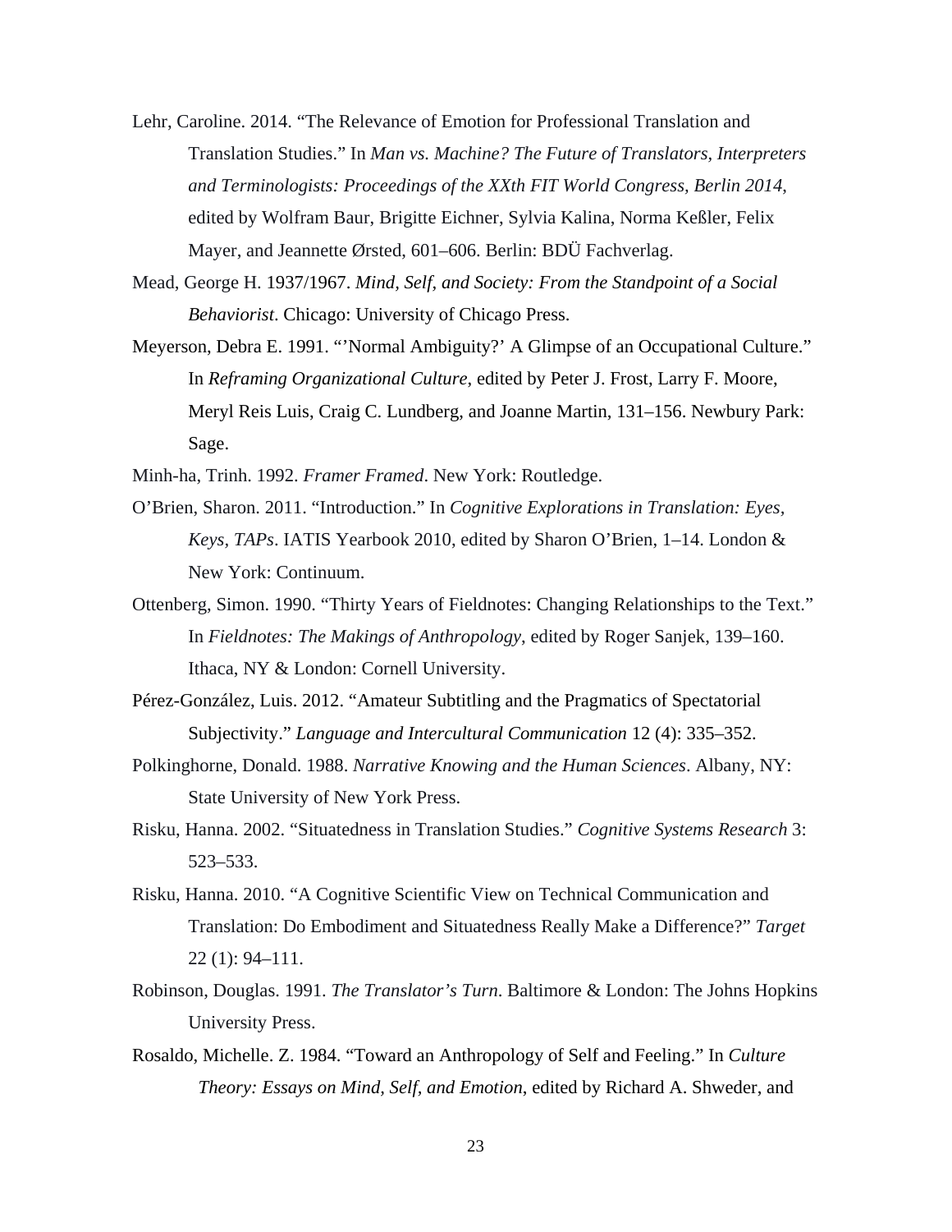Lehr, Caroline. 2014. “The Relevance of Emotion for Professional Translation and Translation Studies.” In *Man vs. Machine? The Future of Translators, Interpreters and Terminologists: Proceedings of the XXth FIT World Congress, Berlin 2014*, edited by Wolfram Baur, Brigitte Eichner, Sylvia Kalina, Norma Keßler, Felix Mayer, and Jeannette Ørsted, 601–606. Berlin: BDÜ Fachverlag.

Mead, George H. 1937/1967. *Mind, Self, and Society: From the Standpoint of a Social Behaviorist*. Chicago: University of Chicago Press.

Meyerson, Debra E. 1991. “’Normal Ambiguity?’ A Glimpse of an Occupational Culture.” In *Reframing Organizational Culture*, edited by Peter J. Frost, Larry F. Moore, Meryl Reis Luis, Craig C. Lundberg, and Joanne Martin, 131–156. Newbury Park: Sage.

Minh-ha, Trinh. 1992. *Framer Framed*. New York: Routledge.

O’Brien, Sharon. 2011. “Introduction.” In *Cognitive Explorations in Translation: Eyes, Keys, TAPs*. IATIS Yearbook 2010, edited by Sharon O’Brien, 1–14. London & New York: Continuum.

Ottenberg, Simon. 1990. “Thirty Years of Fieldnotes: Changing Relationships to the Text.” In *Fieldnotes: The Makings of Anthropology*, edited by Roger Sanjek, 139–160. Ithaca, NY & London: Cornell University.

Pérez-González, Luis. 2012. “Amateur Subtitling and the Pragmatics of Spectatorial Subjectivity.” *Language and Intercultural Communication* 12 (4): 335–352.

Polkinghorne, Donald. 1988. *Narrative Knowing and the Human Sciences*. Albany, NY: State University of New York Press.

Risku, Hanna. 2002. “Situatedness in Translation Studies.” *Cognitive Systems Research* 3: 523–533.

Risku, Hanna. 2010. “A Cognitive Scientific View on Technical Communication and Translation: Do Embodiment and Situatedness Really Make a Difference?” *Target* 22 (1): 94–111.

Robinson, Douglas. 1991. *The Translator’s Turn*. Baltimore & London: The Johns Hopkins University Press.

Rosaldo, Michelle. Z. 1984. “Toward an Anthropology of Self and Feeling.” In *Culture Theory: Essays on Mind, Self, and Emotion*, edited by Richard A. Shweder, and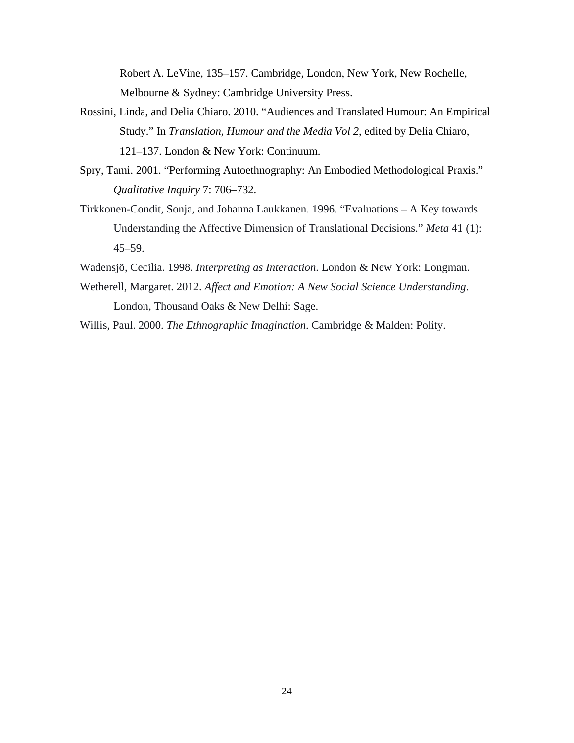Robert A. LeVine, 135–157. Cambridge, London, New York, New Rochelle, Melbourne & Sydney: Cambridge University Press.

Rossini, Linda, and Delia Chiaro. 2010. "Audiences and Translated Humour: An Empirical Study." In *Translation, Humour and the Media Vol 2*, edited by Delia Chiaro, 121–137. London & New York: Continuum.

Spry, Tami. 2001. "Performing Autoethnography: An Embodied Methodological Praxis." *Qualitative Inquiry* 7: 706–732.

Tirkkonen-Condit, Sonja, and Johanna Laukkanen. 1996. "Evaluations – A Key towards Understanding the Affective Dimension of Translational Decisions." *Meta* 41 (1): 45–59.

Wadensjö, Cecilia. 1998. *Interpreting as Interaction*. London & New York: Longman.

Wetherell, Margaret. 2012. *Affect and Emotion: A New Social Science Understanding*. London, Thousand Oaks & New Delhi: Sage.

Willis, Paul. 2000. *The Ethnographic Imagination*. Cambridge & Malden: Polity.